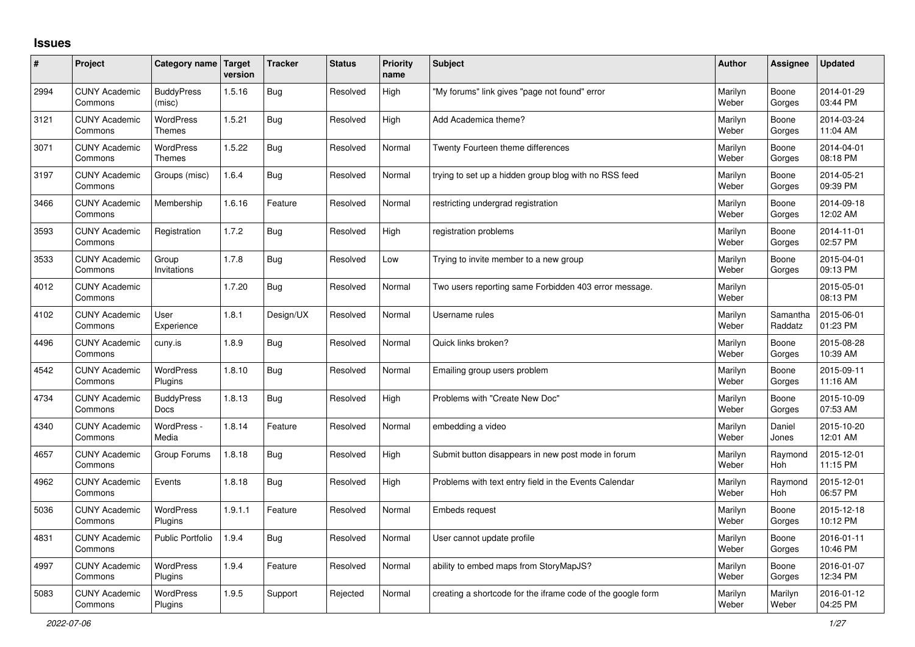# Issues

| # | Project | Category name | Target version | Tracker | Status | Priority name | Subject | Author | Assignee | Updated |
|---|---|---|---|---|---|---|---|---|---|---|
| 2994 | CUNY Academic Commons | BuddyPress (misc) | 1.5.16 | Bug | Resolved | High | "My forums" link gives "page not found" error | Marilyn Weber | Boone Gorges | 2014-01-29 03:44 PM |
| 3121 | CUNY Academic Commons | WordPress Themes | 1.5.21 | Bug | Resolved | High | Add Academica theme? | Marilyn Weber | Boone Gorges | 2014-03-24 11:04 AM |
| 3071 | CUNY Academic Commons | WordPress Themes | 1.5.22 | Bug | Resolved | Normal | Twenty Fourteen theme differences | Marilyn Weber | Boone Gorges | 2014-04-01 08:18 PM |
| 3197 | CUNY Academic Commons | Groups (misc) | 1.6.4 | Bug | Resolved | Normal | trying to set up a hidden group blog with no RSS feed | Marilyn Weber | Boone Gorges | 2014-05-21 09:39 PM |
| 3466 | CUNY Academic Commons | Membership | 1.6.16 | Feature | Resolved | Normal | restricting undergrad registration | Marilyn Weber | Boone Gorges | 2014-09-18 12:02 AM |
| 3593 | CUNY Academic Commons | Registration | 1.7.2 | Bug | Resolved | High | registration problems | Marilyn Weber | Boone Gorges | 2014-11-01 02:57 PM |
| 3533 | CUNY Academic Commons | Group Invitations | 1.7.8 | Bug | Resolved | Low | Trying to invite member to a new group | Marilyn Weber | Boone Gorges | 2015-04-01 09:13 PM |
| 4012 | CUNY Academic Commons | | 1.7.20 | Bug | Resolved | Normal | Two users reporting same Forbidden 403 error message. | Marilyn Weber | | 2015-05-01 08:13 PM |
| 4102 | CUNY Academic Commons | User Experience | 1.8.1 | Design/UX | Resolved | Normal | Username rules | Marilyn Weber | Samantha Raddatz | 2015-06-01 01:23 PM |
| 4496 | CUNY Academic Commons | cuny.is | 1.8.9 | Bug | Resolved | Normal | Quick links broken? | Marilyn Weber | Boone Gorges | 2015-08-28 10:39 AM |
| 4542 | CUNY Academic Commons | WordPress Plugins | 1.8.10 | Bug | Resolved | Normal | Emailing group users problem | Marilyn Weber | Boone Gorges | 2015-09-11 11:16 AM |
| 4734 | CUNY Academic Commons | BuddyPress Docs | 1.8.13 | Bug | Resolved | High | Problems with "Create New Doc" | Marilyn Weber | Boone Gorges | 2015-10-09 07:53 AM |
| 4340 | CUNY Academic Commons | WordPress - Media | 1.8.14 | Feature | Resolved | Normal | embedding a video | Marilyn Weber | Daniel Jones | 2015-10-20 12:01 AM |
| 4657 | CUNY Academic Commons | Group Forums | 1.8.18 | Bug | Resolved | High | Submit button disappears in new post mode in forum | Marilyn Weber | Raymond Hoh | 2015-12-01 11:15 PM |
| 4962 | CUNY Academic Commons | Events | 1.8.18 | Bug | Resolved | High | Problems with text entry field in the Events Calendar | Marilyn Weber | Raymond Hoh | 2015-12-01 06:57 PM |
| 5036 | CUNY Academic Commons | WordPress Plugins | 1.9.1.1 | Feature | Resolved | Normal | Embeds request | Marilyn Weber | Boone Gorges | 2015-12-18 10:12 PM |
| 4831 | CUNY Academic Commons | Public Portfolio | 1.9.4 | Bug | Resolved | Normal | User cannot update profile | Marilyn Weber | Boone Gorges | 2016-01-11 10:46 PM |
| 4997 | CUNY Academic Commons | WordPress Plugins | 1.9.4 | Feature | Resolved | Normal | ability to embed maps from StoryMapJS? | Marilyn Weber | Boone Gorges | 2016-01-07 12:34 PM |
| 5083 | CUNY Academic Commons | WordPress Plugins | 1.9.5 | Support | Rejected | Normal | creating a shortcode for the iframe code of the google form | Marilyn Weber | Marilyn Weber | 2016-01-12 04:25 PM |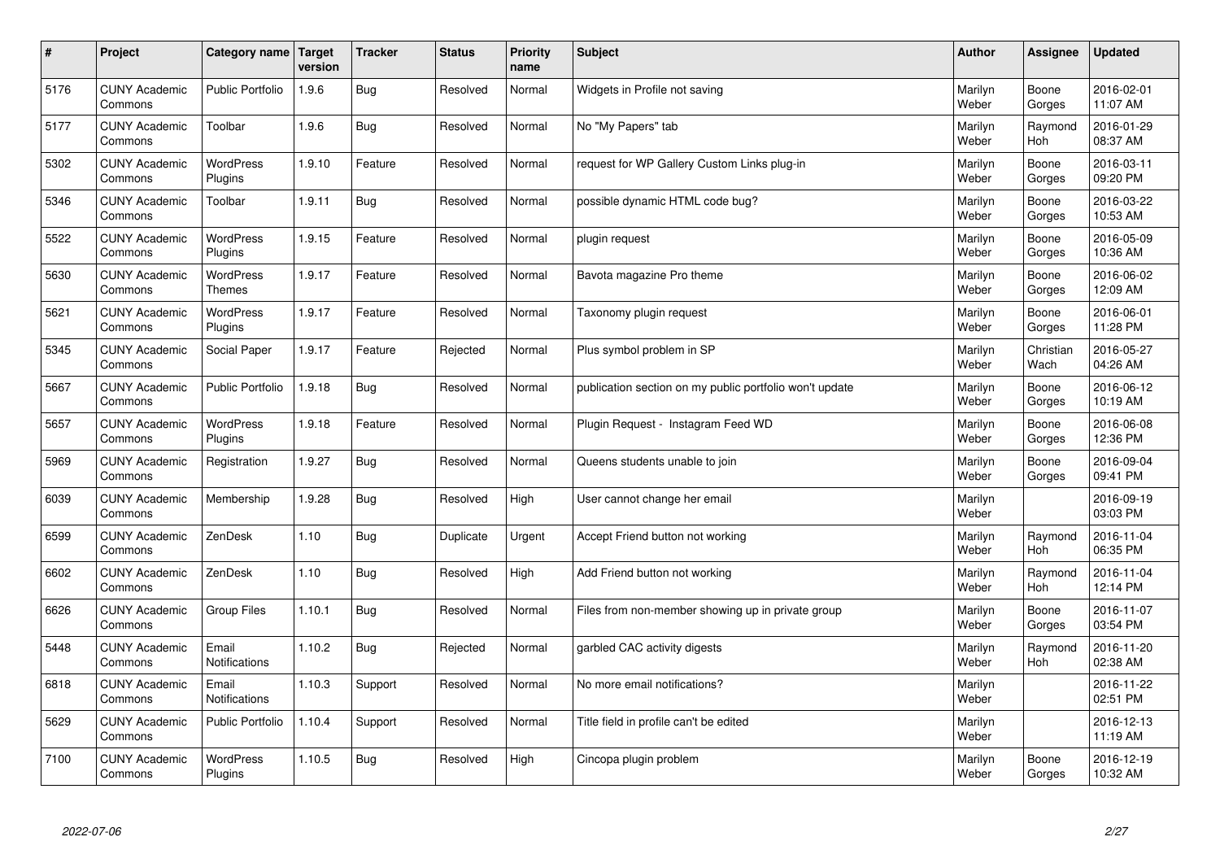| # | Project | Category name | Target version | Tracker | Status | Priority name | Subject | Author | Assignee | Updated |
|---|---|---|---|---|---|---|---|---|---|---|
| 5176 | CUNY Academic Commons | Public Portfolio | 1.9.6 | Bug | Resolved | Normal | Widgets in Profile not saving | Marilyn Weber | Boone Gorges | 2016-02-01 11:07 AM |
| 5177 | CUNY Academic Commons | Toolbar | 1.9.6 | Bug | Resolved | Normal | No "My Papers" tab | Marilyn Weber | Raymond Hoh | 2016-01-29 08:37 AM |
| 5302 | CUNY Academic Commons | WordPress Plugins | 1.9.10 | Feature | Resolved | Normal | request for WP Gallery Custom Links plug-in | Marilyn Weber | Boone Gorges | 2016-03-11 09:20 PM |
| 5346 | CUNY Academic Commons | Toolbar | 1.9.11 | Bug | Resolved | Normal | possible dynamic HTML code bug? | Marilyn Weber | Boone Gorges | 2016-03-22 10:53 AM |
| 5522 | CUNY Academic Commons | WordPress Plugins | 1.9.15 | Feature | Resolved | Normal | plugin request | Marilyn Weber | Boone Gorges | 2016-05-09 10:36 AM |
| 5630 | CUNY Academic Commons | WordPress Themes | 1.9.17 | Feature | Resolved | Normal | Bavota magazine Pro theme | Marilyn Weber | Boone Gorges | 2016-06-02 12:09 AM |
| 5621 | CUNY Academic Commons | WordPress Plugins | 1.9.17 | Feature | Resolved | Normal | Taxonomy plugin request | Marilyn Weber | Boone Gorges | 2016-06-01 11:28 PM |
| 5345 | CUNY Academic Commons | Social Paper | 1.9.17 | Feature | Rejected | Normal | Plus symbol problem in SP | Marilyn Weber | Christian Wach | 2016-05-27 04:26 AM |
| 5667 | CUNY Academic Commons | Public Portfolio | 1.9.18 | Bug | Resolved | Normal | publication section on my public portfolio won't update | Marilyn Weber | Boone Gorges | 2016-06-12 10:19 AM |
| 5657 | CUNY Academic Commons | WordPress Plugins | 1.9.18 | Feature | Resolved | Normal | Plugin Request - Instagram Feed WD | Marilyn Weber | Boone Gorges | 2016-06-08 12:36 PM |
| 5969 | CUNY Academic Commons | Registration | 1.9.27 | Bug | Resolved | Normal | Queens students unable to join | Marilyn Weber | Boone Gorges | 2016-09-04 09:41 PM |
| 6039 | CUNY Academic Commons | Membership | 1.9.28 | Bug | Resolved | High | User cannot change her email | Marilyn Weber | | 2016-09-19 03:03 PM |
| 6599 | CUNY Academic Commons | ZenDesk | 1.10 | Bug | Duplicate | Urgent | Accept Friend button not working | Marilyn Weber | Raymond Hoh | 2016-11-04 06:35 PM |
| 6602 | CUNY Academic Commons | ZenDesk | 1.10 | Bug | Resolved | High | Add Friend button not working | Marilyn Weber | Raymond Hoh | 2016-11-04 12:14 PM |
| 6626 | CUNY Academic Commons | Group Files | 1.10.1 | Bug | Resolved | Normal | Files from non-member showing up in private group | Marilyn Weber | Boone Gorges | 2016-11-07 03:54 PM |
| 5448 | CUNY Academic Commons | Email Notifications | 1.10.2 | Bug | Rejected | Normal | garbled CAC activity digests | Marilyn Weber | Raymond Hoh | 2016-11-20 02:38 AM |
| 6818 | CUNY Academic Commons | Email Notifications | 1.10.3 | Support | Resolved | Normal | No more email notifications? | Marilyn Weber | | 2016-11-22 02:51 PM |
| 5629 | CUNY Academic Commons | Public Portfolio | 1.10.4 | Support | Resolved | Normal | Title field in profile can't be edited | Marilyn Weber | | 2016-12-13 11:19 AM |
| 7100 | CUNY Academic Commons | WordPress Plugins | 1.10.5 | Bug | Resolved | High | Cincopa plugin problem | Marilyn Weber | Boone Gorges | 2016-12-19 10:32 AM |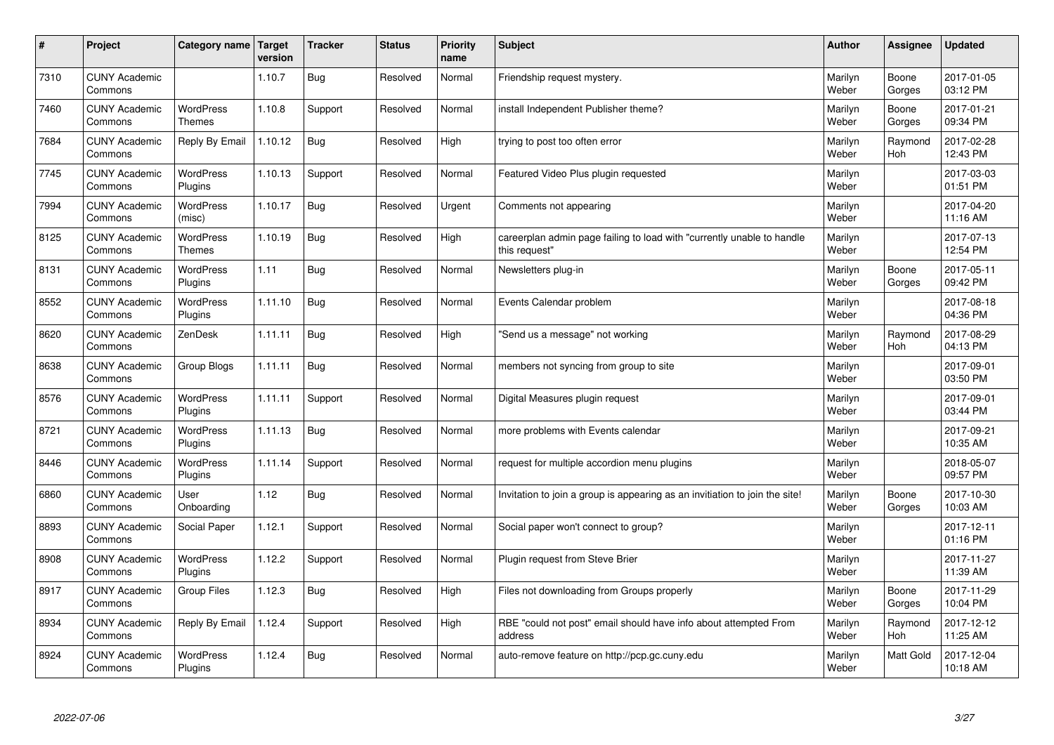| # | Project | Category name | Target version | Tracker | Status | Priority name | Subject | Author | Assignee | Updated |
|---|---|---|---|---|---|---|---|---|---|---|
| 7310 | CUNY Academic Commons | | 1.10.7 | Bug | Resolved | Normal | Friendship request mystery. | Marilyn Weber | Boone Gorges | 2017-01-05 03:12 PM |
| 7460 | CUNY Academic Commons | WordPress Themes | 1.10.8 | Support | Resolved | Normal | install Independent Publisher theme? | Marilyn Weber | Boone Gorges | 2017-01-21 09:34 PM |
| 7684 | CUNY Academic Commons | Reply By Email | 1.10.12 | Bug | Resolved | High | trying to post too often error | Marilyn Weber | Raymond Hoh | 2017-02-28 12:43 PM |
| 7745 | CUNY Academic Commons | WordPress Plugins | 1.10.13 | Support | Resolved | Normal | Featured Video Plus plugin requested | Marilyn Weber | | 2017-03-03 01:51 PM |
| 7994 | CUNY Academic Commons | WordPress (misc) | 1.10.17 | Bug | Resolved | Urgent | Comments not appearing | Marilyn Weber | | 2017-04-20 11:16 AM |
| 8125 | CUNY Academic Commons | WordPress Themes | 1.10.19 | Bug | Resolved | High | careerplan admin page failing to load with "currently unable to handle this request" | Marilyn Weber | | 2017-07-13 12:54 PM |
| 8131 | CUNY Academic Commons | WordPress Plugins | 1.11 | Bug | Resolved | Normal | Newsletters plug-in | Marilyn Weber | Boone Gorges | 2017-05-11 09:42 PM |
| 8552 | CUNY Academic Commons | WordPress Plugins | 1.11.10 | Bug | Resolved | Normal | Events Calendar problem | Marilyn Weber | | 2017-08-18 04:36 PM |
| 8620 | CUNY Academic Commons | ZenDesk | 1.11.11 | Bug | Resolved | High | "Send us a message" not working | Marilyn Weber | Raymond Hoh | 2017-08-29 04:13 PM |
| 8638 | CUNY Academic Commons | Group Blogs | 1.11.11 | Bug | Resolved | Normal | members not syncing from group to site | Marilyn Weber | | 2017-09-01 03:50 PM |
| 8576 | CUNY Academic Commons | WordPress Plugins | 1.11.11 | Support | Resolved | Normal | Digital Measures plugin request | Marilyn Weber | | 2017-09-01 03:44 PM |
| 8721 | CUNY Academic Commons | WordPress Plugins | 1.11.13 | Bug | Resolved | Normal | more problems with Events calendar | Marilyn Weber | | 2017-09-21 10:35 AM |
| 8446 | CUNY Academic Commons | WordPress Plugins | 1.11.14 | Support | Resolved | Normal | request for multiple accordion menu plugins | Marilyn Weber | | 2018-05-07 09:57 PM |
| 6860 | CUNY Academic Commons | User Onboarding | 1.12 | Bug | Resolved | Normal | Invitation to join a group is appearing as an invitiation to join the site! | Marilyn Weber | Boone Gorges | 2017-10-30 10:03 AM |
| 8893 | CUNY Academic Commons | Social Paper | 1.12.1 | Support | Resolved | Normal | Social paper won't connect to group? | Marilyn Weber | | 2017-12-11 01:16 PM |
| 8908 | CUNY Academic Commons | WordPress Plugins | 1.12.2 | Support | Resolved | Normal | Plugin request from Steve Brier | Marilyn Weber | | 2017-11-27 11:39 AM |
| 8917 | CUNY Academic Commons | Group Files | 1.12.3 | Bug | Resolved | High | Files not downloading from Groups properly | Marilyn Weber | Boone Gorges | 2017-11-29 10:04 PM |
| 8934 | CUNY Academic Commons | Reply By Email | 1.12.4 | Support | Resolved | High | RBE "could not post" email should have info about attempted From address | Marilyn Weber | Raymond Hoh | 2017-12-12 11:25 AM |
| 8924 | CUNY Academic Commons | WordPress Plugins | 1.12.4 | Bug | Resolved | Normal | auto-remove feature on http://pcp.gc.cuny.edu | Marilyn Weber | Matt Gold | 2017-12-04 10:18 AM |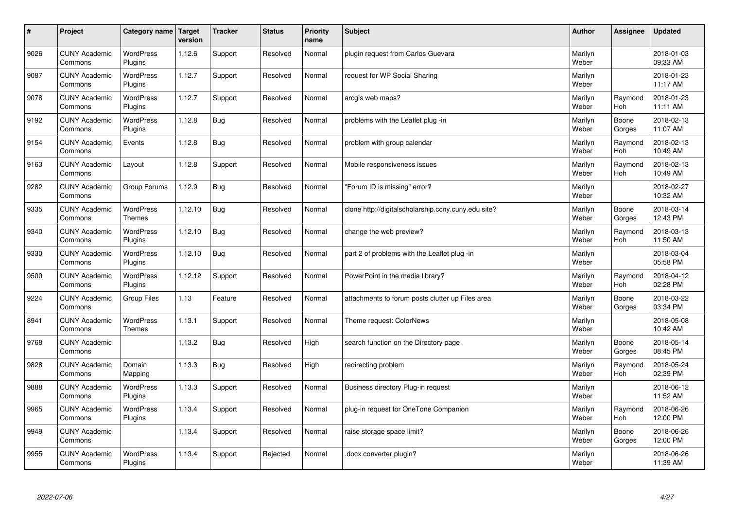| # | Project | Category name | Target version | Tracker | Status | Priority name | Subject | Author | Assignee | Updated |
|---|---|---|---|---|---|---|---|---|---|---|
| 9026 | CUNY Academic Commons | WordPress Plugins | 1.12.6 | Support | Resolved | Normal | plugin request from Carlos Guevara | Marilyn Weber | | 2018-01-03 09:33 AM |
| 9087 | CUNY Academic Commons | WordPress Plugins | 1.12.7 | Support | Resolved | Normal | request for WP Social Sharing | Marilyn Weber | | 2018-01-23 11:17 AM |
| 9078 | CUNY Academic Commons | WordPress Plugins | 1.12.7 | Support | Resolved | Normal | arcgis web maps? | Marilyn Weber | Raymond Hoh | 2018-01-23 11:11 AM |
| 9192 | CUNY Academic Commons | WordPress Plugins | 1.12.8 | Bug | Resolved | Normal | problems with the Leaflet plug -in | Marilyn Weber | Boone Gorges | 2018-02-13 11:07 AM |
| 9154 | CUNY Academic Commons | Events | 1.12.8 | Bug | Resolved | Normal | problem with group calendar | Marilyn Weber | Raymond Hoh | 2018-02-13 10:49 AM |
| 9163 | CUNY Academic Commons | Layout | 1.12.8 | Support | Resolved | Normal | Mobile responsiveness issues | Marilyn Weber | Raymond Hoh | 2018-02-13 10:49 AM |
| 9282 | CUNY Academic Commons | Group Forums | 1.12.9 | Bug | Resolved | Normal | "Forum ID is missing" error? | Marilyn Weber | | 2018-02-27 10:32 AM |
| 9335 | CUNY Academic Commons | WordPress Themes | 1.12.10 | Bug | Resolved | Normal | clone http://digitalscholarship.ccny.cuny.edu site? | Marilyn Weber | Boone Gorges | 2018-03-14 12:43 PM |
| 9340 | CUNY Academic Commons | WordPress Plugins | 1.12.10 | Bug | Resolved | Normal | change the web preview? | Marilyn Weber | Raymond Hoh | 2018-03-13 11:50 AM |
| 9330 | CUNY Academic Commons | WordPress Plugins | 1.12.10 | Bug | Resolved | Normal | part 2 of problems with the Leaflet plug -in | Marilyn Weber | | 2018-03-04 05:58 PM |
| 9500 | CUNY Academic Commons | WordPress Plugins | 1.12.12 | Support | Resolved | Normal | PowerPoint in the media library? | Marilyn Weber | Raymond Hoh | 2018-04-12 02:28 PM |
| 9224 | CUNY Academic Commons | Group Files | 1.13 | Feature | Resolved | Normal | attachments to forum posts clutter up Files area | Marilyn Weber | Boone Gorges | 2018-03-22 03:34 PM |
| 8941 | CUNY Academic Commons | WordPress Themes | 1.13.1 | Support | Resolved | Normal | Theme request: ColorNews | Marilyn Weber | | 2018-05-08 10:42 AM |
| 9768 | CUNY Academic Commons | | 1.13.2 | Bug | Resolved | High | search function on the Directory page | Marilyn Weber | Boone Gorges | 2018-05-14 08:45 PM |
| 9828 | CUNY Academic Commons | Domain Mapping | 1.13.3 | Bug | Resolved | High | redirecting problem | Marilyn Weber | Raymond Hoh | 2018-05-24 02:39 PM |
| 9888 | CUNY Academic Commons | WordPress Plugins | 1.13.3 | Support | Resolved | Normal | Business directory Plug-in request | Marilyn Weber | | 2018-06-12 11:52 AM |
| 9965 | CUNY Academic Commons | WordPress Plugins | 1.13.4 | Support | Resolved | Normal | plug-in request for OneTone Companion | Marilyn Weber | Raymond Hoh | 2018-06-26 12:00 PM |
| 9949 | CUNY Academic Commons | | 1.13.4 | Support | Resolved | Normal | raise storage space limit? | Marilyn Weber | Boone Gorges | 2018-06-26 12:00 PM |
| 9955 | CUNY Academic Commons | WordPress Plugins | 1.13.4 | Support | Rejected | Normal | .docx converter plugin? | Marilyn Weber | | 2018-06-26 11:39 AM |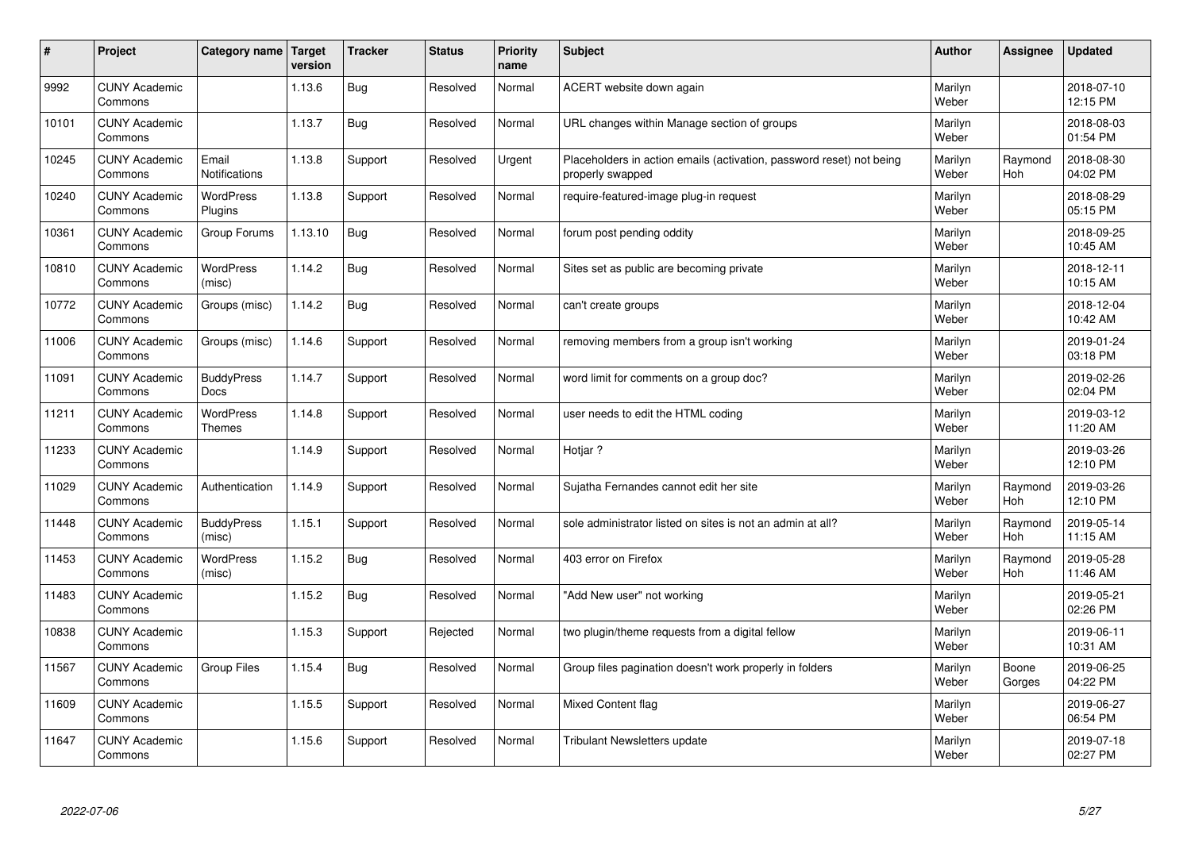| # | Project | Category name | Target version | Tracker | Status | Priority name | Subject | Author | Assignee | Updated |
|---|---|---|---|---|---|---|---|---|---|---|
| 9992 | CUNY Academic Commons | | 1.13.6 | Bug | Resolved | Normal | ACERT website down again | Marilyn Weber | | 2018-07-10 12:15 PM |
| 10101 | CUNY Academic Commons | | 1.13.7 | Bug | Resolved | Normal | URL changes within Manage section of groups | Marilyn Weber | | 2018-08-03 01:54 PM |
| 10245 | CUNY Academic Commons | Email Notifications | 1.13.8 | Support | Resolved | Urgent | Placeholders in action emails (activation, password reset) not being properly swapped | Marilyn Weber | Raymond Hoh | 2018-08-30 04:02 PM |
| 10240 | CUNY Academic Commons | WordPress Plugins | 1.13.8 | Support | Resolved | Normal | require-featured-image plug-in request | Marilyn Weber | | 2018-08-29 05:15 PM |
| 10361 | CUNY Academic Commons | Group Forums | 1.13.10 | Bug | Resolved | Normal | forum post pending oddity | Marilyn Weber | | 2018-09-25 10:45 AM |
| 10810 | CUNY Academic Commons | WordPress (misc) | 1.14.2 | Bug | Resolved | Normal | Sites set as public are becoming private | Marilyn Weber | | 2018-12-11 10:15 AM |
| 10772 | CUNY Academic Commons | Groups (misc) | 1.14.2 | Bug | Resolved | Normal | can't create groups | Marilyn Weber | | 2018-12-04 10:42 AM |
| 11006 | CUNY Academic Commons | Groups (misc) | 1.14.6 | Support | Resolved | Normal | removing members from a group isn't working | Marilyn Weber | | 2019-01-24 03:18 PM |
| 11091 | CUNY Academic Commons | BuddyPress Docs | 1.14.7 | Support | Resolved | Normal | word limit for comments on a group doc? | Marilyn Weber | | 2019-02-26 02:04 PM |
| 11211 | CUNY Academic Commons | WordPress Themes | 1.14.8 | Support | Resolved | Normal | user needs to edit the HTML coding | Marilyn Weber | | 2019-03-12 11:20 AM |
| 11233 | CUNY Academic Commons | | 1.14.9 | Support | Resolved | Normal | Hotjar ? | Marilyn Weber | | 2019-03-26 12:10 PM |
| 11029 | CUNY Academic Commons | Authentication | 1.14.9 | Support | Resolved | Normal | Sujatha Fernandes cannot edit her site | Marilyn Weber | Raymond Hoh | 2019-03-26 12:10 PM |
| 11448 | CUNY Academic Commons | BuddyPress (misc) | 1.15.1 | Support | Resolved | Normal | sole administrator listed on sites is not an admin at all? | Marilyn Weber | Raymond Hoh | 2019-05-14 11:15 AM |
| 11453 | CUNY Academic Commons | WordPress (misc) | 1.15.2 | Bug | Resolved | Normal | 403 error on Firefox | Marilyn Weber | Raymond Hoh | 2019-05-28 11:46 AM |
| 11483 | CUNY Academic Commons | | 1.15.2 | Bug | Resolved | Normal | "Add New user" not working | Marilyn Weber | | 2019-05-21 02:26 PM |
| 10838 | CUNY Academic Commons | | 1.15.3 | Support | Rejected | Normal | two plugin/theme requests from a digital fellow | Marilyn Weber | | 2019-06-11 10:31 AM |
| 11567 | CUNY Academic Commons | Group Files | 1.15.4 | Bug | Resolved | Normal | Group files pagination doesn't work properly in folders | Marilyn Weber | Boone Gorges | 2019-06-25 04:22 PM |
| 11609 | CUNY Academic Commons | | 1.15.5 | Support | Resolved | Normal | Mixed Content flag | Marilyn Weber | | 2019-06-27 06:54 PM |
| 11647 | CUNY Academic Commons | | 1.15.6 | Support | Resolved | Normal | Tribulant Newsletters update | Marilyn Weber | | 2019-07-18 02:27 PM |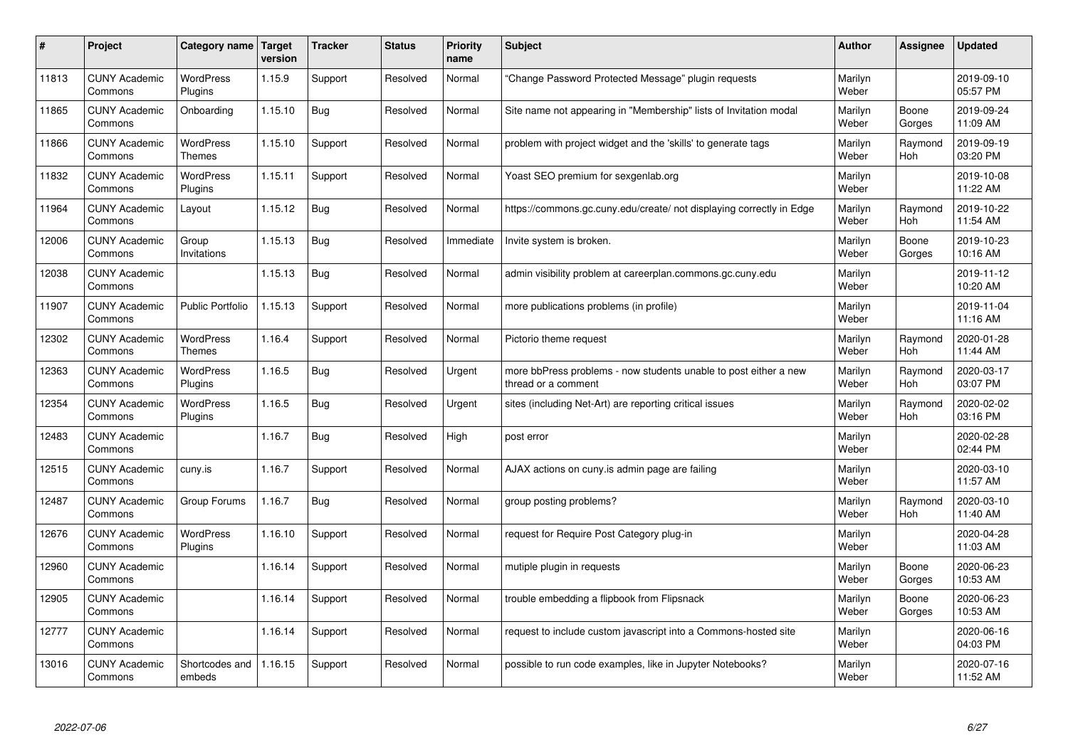| # | Project | Category name | Target version | Tracker | Status | Priority name | Subject | Author | Assignee | Updated |
|---|---|---|---|---|---|---|---|---|---|---|
| 11813 | CUNY Academic Commons | WordPress Plugins | 1.15.9 | Support | Resolved | Normal | "Change Password Protected Message" plugin requests | Marilyn Weber | | 2019-09-10 05:57 PM |
| 11865 | CUNY Academic Commons | Onboarding | 1.15.10 | Bug | Resolved | Normal | Site name not appearing in "Membership" lists of Invitation modal | Marilyn Weber | Boone Gorges | 2019-09-24 11:09 AM |
| 11866 | CUNY Academic Commons | WordPress Themes | 1.15.10 | Support | Resolved | Normal | problem with project widget and the 'skills' to generate tags | Marilyn Weber | Raymond Hoh | 2019-09-19 03:20 PM |
| 11832 | CUNY Academic Commons | WordPress Plugins | 1.15.11 | Support | Resolved | Normal | Yoast SEO premium for sexgenlab.org | Marilyn Weber | | 2019-10-08 11:22 AM |
| 11964 | CUNY Academic Commons | Layout | 1.15.12 | Bug | Resolved | Normal | https://commons.gc.cuny.edu/create/ not displaying correctly in Edge | Marilyn Weber | Raymond Hoh | 2019-10-22 11:54 AM |
| 12006 | CUNY Academic Commons | Group Invitations | 1.15.13 | Bug | Resolved | Immediate | Invite system is broken. | Marilyn Weber | Boone Gorges | 2019-10-23 10:16 AM |
| 12038 | CUNY Academic Commons | | 1.15.13 | Bug | Resolved | Normal | admin visibility problem at careerplan.commons.gc.cuny.edu | Marilyn Weber | | 2019-11-12 10:20 AM |
| 11907 | CUNY Academic Commons | Public Portfolio | 1.15.13 | Support | Resolved | Normal | more publications problems (in profile) | Marilyn Weber | | 2019-11-04 11:16 AM |
| 12302 | CUNY Academic Commons | WordPress Themes | 1.16.4 | Support | Resolved | Normal | Pictorio theme request | Marilyn Weber | Raymond Hoh | 2020-01-28 11:44 AM |
| 12363 | CUNY Academic Commons | WordPress Plugins | 1.16.5 | Bug | Resolved | Urgent | more bbPress problems - now students unable to post either a new thread or a comment | Marilyn Weber | Raymond Hoh | 2020-03-17 03:07 PM |
| 12354 | CUNY Academic Commons | WordPress Plugins | 1.16.5 | Bug | Resolved | Urgent | sites (including Net-Art) are reporting critical issues | Marilyn Weber | Raymond Hoh | 2020-02-02 03:16 PM |
| 12483 | CUNY Academic Commons | | 1.16.7 | Bug | Resolved | High | post error | Marilyn Weber | | 2020-02-28 02:44 PM |
| 12515 | CUNY Academic Commons | cuny.is | 1.16.7 | Support | Resolved | Normal | AJAX actions on cuny.is admin page are failing | Marilyn Weber | | 2020-03-10 11:57 AM |
| 12487 | CUNY Academic Commons | Group Forums | 1.16.7 | Bug | Resolved | Normal | group posting problems? | Marilyn Weber | Raymond Hoh | 2020-03-10 11:40 AM |
| 12676 | CUNY Academic Commons | WordPress Plugins | 1.16.10 | Support | Resolved | Normal | request for Require Post Category plug-in | Marilyn Weber | | 2020-04-28 11:03 AM |
| 12960 | CUNY Academic Commons | | 1.16.14 | Support | Resolved | Normal | mutiple plugin in requests | Marilyn Weber | Boone Gorges | 2020-06-23 10:53 AM |
| 12905 | CUNY Academic Commons | | 1.16.14 | Support | Resolved | Normal | trouble embedding a flipbook from Flipsnack | Marilyn Weber | Boone Gorges | 2020-06-23 10:53 AM |
| 12777 | CUNY Academic Commons | | 1.16.14 | Support | Resolved | Normal | request to include custom javascript into a Commons-hosted site | Marilyn Weber | | 2020-06-16 04:03 PM |
| 13016 | CUNY Academic Commons | Shortcodes and embeds | 1.16.15 | Support | Resolved | Normal | possible to run code examples, like in Jupyter Notebooks? | Marilyn Weber | | 2020-07-16 11:52 AM |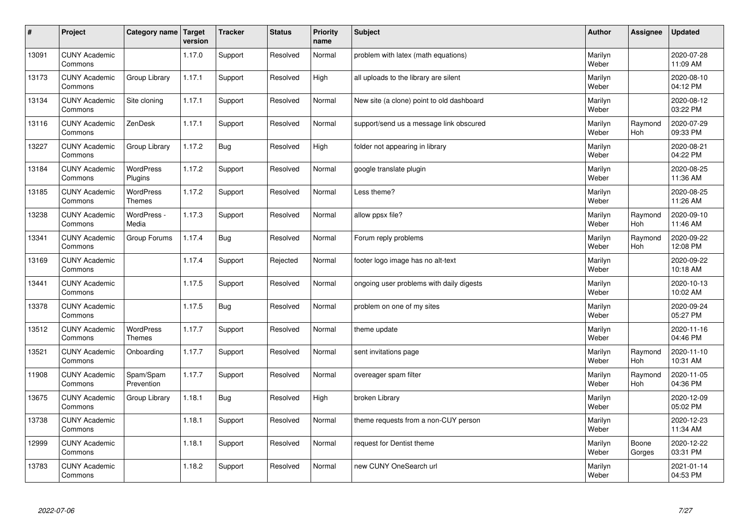| # | Project | Category name | Target version | Tracker | Status | Priority name | Subject | Author | Assignee | Updated |
|---|---|---|---|---|---|---|---|---|---|---|
| 13091 | CUNY Academic Commons |  | 1.17.0 | Support | Resolved | Normal | problem with latex (math equations) | Marilyn Weber |  | 2020-07-28 11:09 AM |
| 13173 | CUNY Academic Commons | Group Library | 1.17.1 | Support | Resolved | High | all uploads to the library are silent | Marilyn Weber |  | 2020-08-10 04:12 PM |
| 13134 | CUNY Academic Commons | Site cloning | 1.17.1 | Support | Resolved | Normal | New site (a clone) point to old dashboard | Marilyn Weber |  | 2020-08-12 03:22 PM |
| 13116 | CUNY Academic Commons | ZenDesk | 1.17.1 | Support | Resolved | Normal | support/send us a message link obscured | Marilyn Weber | Raymond Hoh | 2020-07-29 09:33 PM |
| 13227 | CUNY Academic Commons | Group Library | 1.17.2 | Bug | Resolved | High | folder not appearing in library | Marilyn Weber |  | 2020-08-21 04:22 PM |
| 13184 | CUNY Academic Commons | WordPress Plugins | 1.17.2 | Support | Resolved | Normal | google translate plugin | Marilyn Weber |  | 2020-08-25 11:36 AM |
| 13185 | CUNY Academic Commons | WordPress Themes | 1.17.2 | Support | Resolved | Normal | Less theme? | Marilyn Weber |  | 2020-08-25 11:26 AM |
| 13238 | CUNY Academic Commons | WordPress - Media | 1.17.3 | Support | Resolved | Normal | allow ppsx file? | Marilyn Weber | Raymond Hoh | 2020-09-10 11:46 AM |
| 13341 | CUNY Academic Commons | Group Forums | 1.17.4 | Bug | Resolved | Normal | Forum reply problems | Marilyn Weber | Raymond Hoh | 2020-09-22 12:08 PM |
| 13169 | CUNY Academic Commons |  | 1.17.4 | Support | Rejected | Normal | footer logo image has no alt-text | Marilyn Weber |  | 2020-09-22 10:18 AM |
| 13441 | CUNY Academic Commons |  | 1.17.5 | Support | Resolved | Normal | ongoing user problems with daily digests | Marilyn Weber |  | 2020-10-13 10:02 AM |
| 13378 | CUNY Academic Commons |  | 1.17.5 | Bug | Resolved | Normal | problem on one of my sites | Marilyn Weber |  | 2020-09-24 05:27 PM |
| 13512 | CUNY Academic Commons | WordPress Themes | 1.17.7 | Support | Resolved | Normal | theme update | Marilyn Weber |  | 2020-11-16 04:46 PM |
| 13521 | CUNY Academic Commons | Onboarding | 1.17.7 | Support | Resolved | Normal | sent invitations page | Marilyn Weber | Raymond Hoh | 2020-11-10 10:31 AM |
| 11908 | CUNY Academic Commons | Spam/Spam Prevention | 1.17.7 | Support | Resolved | Normal | overeager spam filter | Marilyn Weber | Raymond Hoh | 2020-11-05 04:36 PM |
| 13675 | CUNY Academic Commons | Group Library | 1.18.1 | Bug | Resolved | High | broken Library | Marilyn Weber |  | 2020-12-09 05:02 PM |
| 13738 | CUNY Academic Commons |  | 1.18.1 | Support | Resolved | Normal | theme requests from a non-CUY person | Marilyn Weber |  | 2020-12-23 11:34 AM |
| 12999 | CUNY Academic Commons |  | 1.18.1 | Support | Resolved | Normal | request for Dentist theme | Marilyn Weber | Boone Gorges | 2020-12-22 03:31 PM |
| 13783 | CUNY Academic Commons |  | 1.18.2 | Support | Resolved | Normal | new CUNY OneSearch url | Marilyn Weber |  | 2021-01-14 04:53 PM |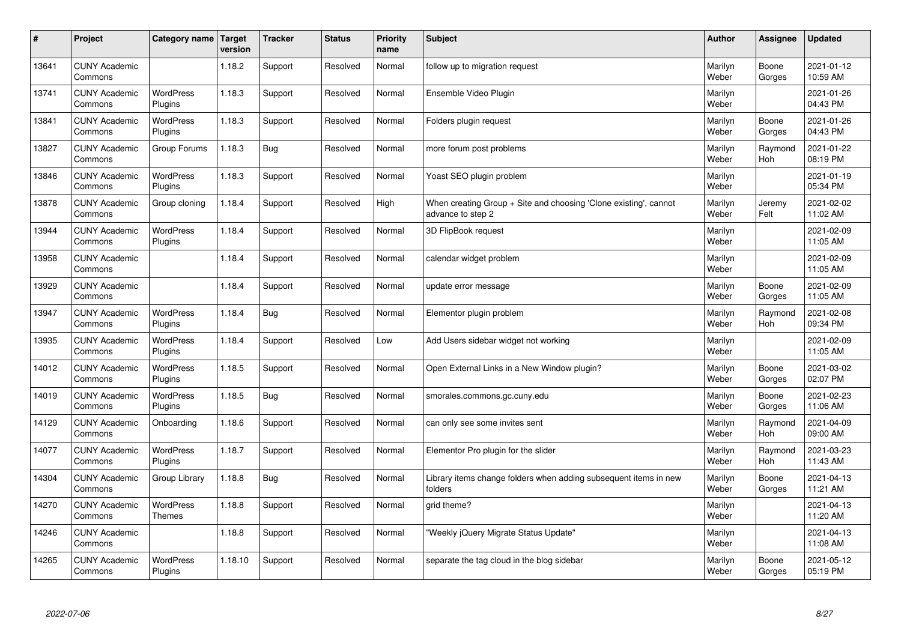| # | Project | Category name | Target version | Tracker | Status | Priority name | Subject | Author | Assignee | Updated |
|---|---|---|---|---|---|---|---|---|---|---|
| 13641 | CUNY Academic Commons | | 1.18.2 | Support | Resolved | Normal | follow up to migration request | Marilyn Weber | Boone Gorges | 2021-01-12 10:59 AM |
| 13741 | CUNY Academic Commons | WordPress Plugins | 1.18.3 | Support | Resolved | Normal | Ensemble Video Plugin | Marilyn Weber | | 2021-01-26 04:43 PM |
| 13841 | CUNY Academic Commons | WordPress Plugins | 1.18.3 | Support | Resolved | Normal | Folders plugin request | Marilyn Weber | Boone Gorges | 2021-01-26 04:43 PM |
| 13827 | CUNY Academic Commons | Group Forums | 1.18.3 | Bug | Resolved | Normal | more forum post problems | Marilyn Weber | Raymond Hoh | 2021-01-22 08:19 PM |
| 13846 | CUNY Academic Commons | WordPress Plugins | 1.18.3 | Support | Resolved | Normal | Yoast SEO plugin problem | Marilyn Weber | | 2021-01-19 05:34 PM |
| 13878 | CUNY Academic Commons | Group cloning | 1.18.4 | Support | Resolved | High | When creating Group + Site and choosing 'Clone existing', cannot advance to step 2 | Marilyn Weber | Jeremy Felt | 2021-02-02 11:02 AM |
| 13944 | CUNY Academic Commons | WordPress Plugins | 1.18.4 | Support | Resolved | Normal | 3D FlipBook request | Marilyn Weber | | 2021-02-09 11:05 AM |
| 13958 | CUNY Academic Commons | | 1.18.4 | Support | Resolved | Normal | calendar widget problem | Marilyn Weber | | 2021-02-09 11:05 AM |
| 13929 | CUNY Academic Commons | | 1.18.4 | Support | Resolved | Normal | update error message | Marilyn Weber | Boone Gorges | 2021-02-09 11:05 AM |
| 13947 | CUNY Academic Commons | WordPress Plugins | 1.18.4 | Bug | Resolved | Normal | Elementor plugin problem | Marilyn Weber | Raymond Hoh | 2021-02-08 09:34 PM |
| 13935 | CUNY Academic Commons | WordPress Plugins | 1.18.4 | Support | Resolved | Low | Add Users sidebar widget not working | Marilyn Weber | | 2021-02-09 11:05 AM |
| 14012 | CUNY Academic Commons | WordPress Plugins | 1.18.5 | Support | Resolved | Normal | Open External Links in a New Window plugin? | Marilyn Weber | Boone Gorges | 2021-03-02 02:07 PM |
| 14019 | CUNY Academic Commons | WordPress Plugins | 1.18.5 | Bug | Resolved | Normal | smorales.commons.gc.cuny.edu | Marilyn Weber | Boone Gorges | 2021-02-23 11:06 AM |
| 14129 | CUNY Academic Commons | Onboarding | 1.18.6 | Support | Resolved | Normal | can only see some invites sent | Marilyn Weber | Raymond Hoh | 2021-04-09 09:00 AM |
| 14077 | CUNY Academic Commons | WordPress Plugins | 1.18.7 | Support | Resolved | Normal | Elementor Pro plugin for the slider | Marilyn Weber | Raymond Hoh | 2021-03-23 11:43 AM |
| 14304 | CUNY Academic Commons | Group Library | 1.18.8 | Bug | Resolved | Normal | Library items change folders when adding subsequent items in new folders | Marilyn Weber | Boone Gorges | 2021-04-13 11:21 AM |
| 14270 | CUNY Academic Commons | WordPress Themes | 1.18.8 | Support | Resolved | Normal | grid theme? | Marilyn Weber | | 2021-04-13 11:20 AM |
| 14246 | CUNY Academic Commons | | 1.18.8 | Support | Resolved | Normal | "Weekly jQuery Migrate Status Update" | Marilyn Weber | | 2021-04-13 11:08 AM |
| 14265 | CUNY Academic Commons | WordPress Plugins | 1.18.10 | Support | Resolved | Normal | separate the tag cloud in the blog sidebar | Marilyn Weber | Boone Gorges | 2021-05-12 05:19 PM |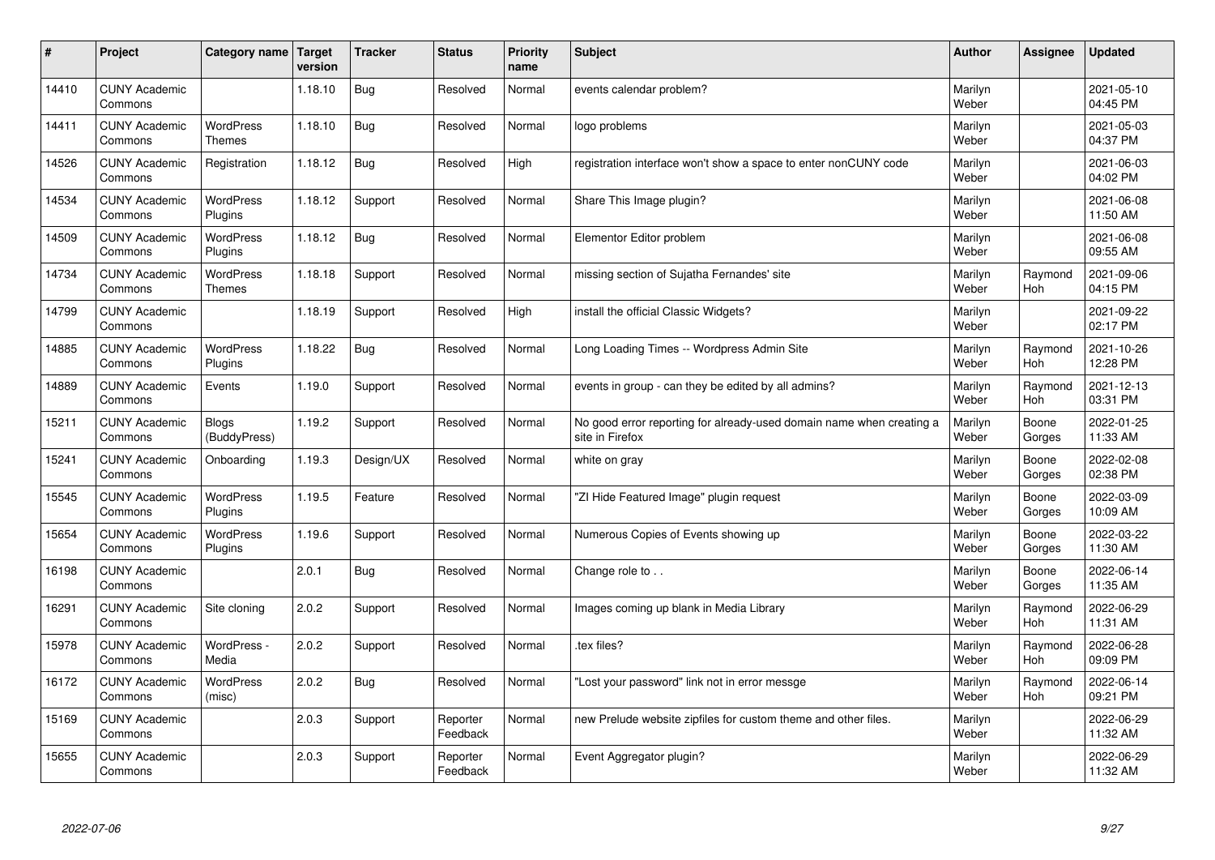| # | Project | Category name | Target version | Tracker | Status | Priority name | Subject | Author | Assignee | Updated |
|---|---|---|---|---|---|---|---|---|---|---|
| 14410 | CUNY Academic Commons | | 1.18.10 | Bug | Resolved | Normal | events calendar problem? | Marilyn Weber | | 2021-05-10 04:45 PM |
| 14411 | CUNY Academic Commons | WordPress Themes | 1.18.10 | Bug | Resolved | Normal | logo problems | Marilyn Weber | | 2021-05-03 04:37 PM |
| 14526 | CUNY Academic Commons | Registration | 1.18.12 | Bug | Resolved | High | registration interface won't show a space to enter nonCUNY code | Marilyn Weber | | 2021-06-03 04:02 PM |
| 14534 | CUNY Academic Commons | WordPress Plugins | 1.18.12 | Support | Resolved | Normal | Share This Image plugin? | Marilyn Weber | | 2021-06-08 11:50 AM |
| 14509 | CUNY Academic Commons | WordPress Plugins | 1.18.12 | Bug | Resolved | Normal | Elementor Editor problem | Marilyn Weber | | 2021-06-08 09:55 AM |
| 14734 | CUNY Academic Commons | WordPress Themes | 1.18.18 | Support | Resolved | Normal | missing section of Sujatha Fernandes' site | Marilyn Weber | Raymond Hoh | 2021-09-06 04:15 PM |
| 14799 | CUNY Academic Commons | | 1.18.19 | Support | Resolved | High | install the official Classic Widgets? | Marilyn Weber | | 2021-09-22 02:17 PM |
| 14885 | CUNY Academic Commons | WordPress Plugins | 1.18.22 | Bug | Resolved | Normal | Long Loading Times -- Wordpress Admin Site | Marilyn Weber | Raymond Hoh | 2021-10-26 12:28 PM |
| 14889 | CUNY Academic Commons | Events | 1.19.0 | Support | Resolved | Normal | events in group - can they be edited by all admins? | Marilyn Weber | Raymond Hoh | 2021-12-13 03:31 PM |
| 15211 | CUNY Academic Commons | Blogs (BuddyPress) | 1.19.2 | Support | Resolved | Normal | No good error reporting for already-used domain name when creating a site in Firefox | Marilyn Weber | Boone Gorges | 2022-01-25 11:33 AM |
| 15241 | CUNY Academic Commons | Onboarding | 1.19.3 | Design/UX | Resolved | Normal | white on gray | Marilyn Weber | Boone Gorges | 2022-02-08 02:38 PM |
| 15545 | CUNY Academic Commons | WordPress Plugins | 1.19.5 | Feature | Resolved | Normal | "ZI Hide Featured Image" plugin request | Marilyn Weber | Boone Gorges | 2022-03-09 10:09 AM |
| 15654 | CUNY Academic Commons | WordPress Plugins | 1.19.6 | Support | Resolved | Normal | Numerous Copies of Events showing up | Marilyn Weber | Boone Gorges | 2022-03-22 11:30 AM |
| 16198 | CUNY Academic Commons | | 2.0.1 | Bug | Resolved | Normal | Change role to . . | Marilyn Weber | Boone Gorges | 2022-06-14 11:35 AM |
| 16291 | CUNY Academic Commons | Site cloning | 2.0.2 | Support | Resolved | Normal | Images coming up blank in Media Library | Marilyn Weber | Raymond Hoh | 2022-06-29 11:31 AM |
| 15978 | CUNY Academic Commons | WordPress - Media | 2.0.2 | Support | Resolved | Normal | .tex files? | Marilyn Weber | Raymond Hoh | 2022-06-28 09:09 PM |
| 16172 | CUNY Academic Commons | WordPress (misc) | 2.0.2 | Bug | Resolved | Normal | "Lost your password" link not in error messge | Marilyn Weber | Raymond Hoh | 2022-06-14 09:21 PM |
| 15169 | CUNY Academic Commons | | 2.0.3 | Support | Reporter Feedback | Normal | new Prelude website zipfiles for custom theme and other files. | Marilyn Weber | | 2022-06-29 11:32 AM |
| 15655 | CUNY Academic Commons | | 2.0.3 | Support | Reporter Feedback | Normal | Event Aggregator plugin? | Marilyn Weber | | 2022-06-29 11:32 AM |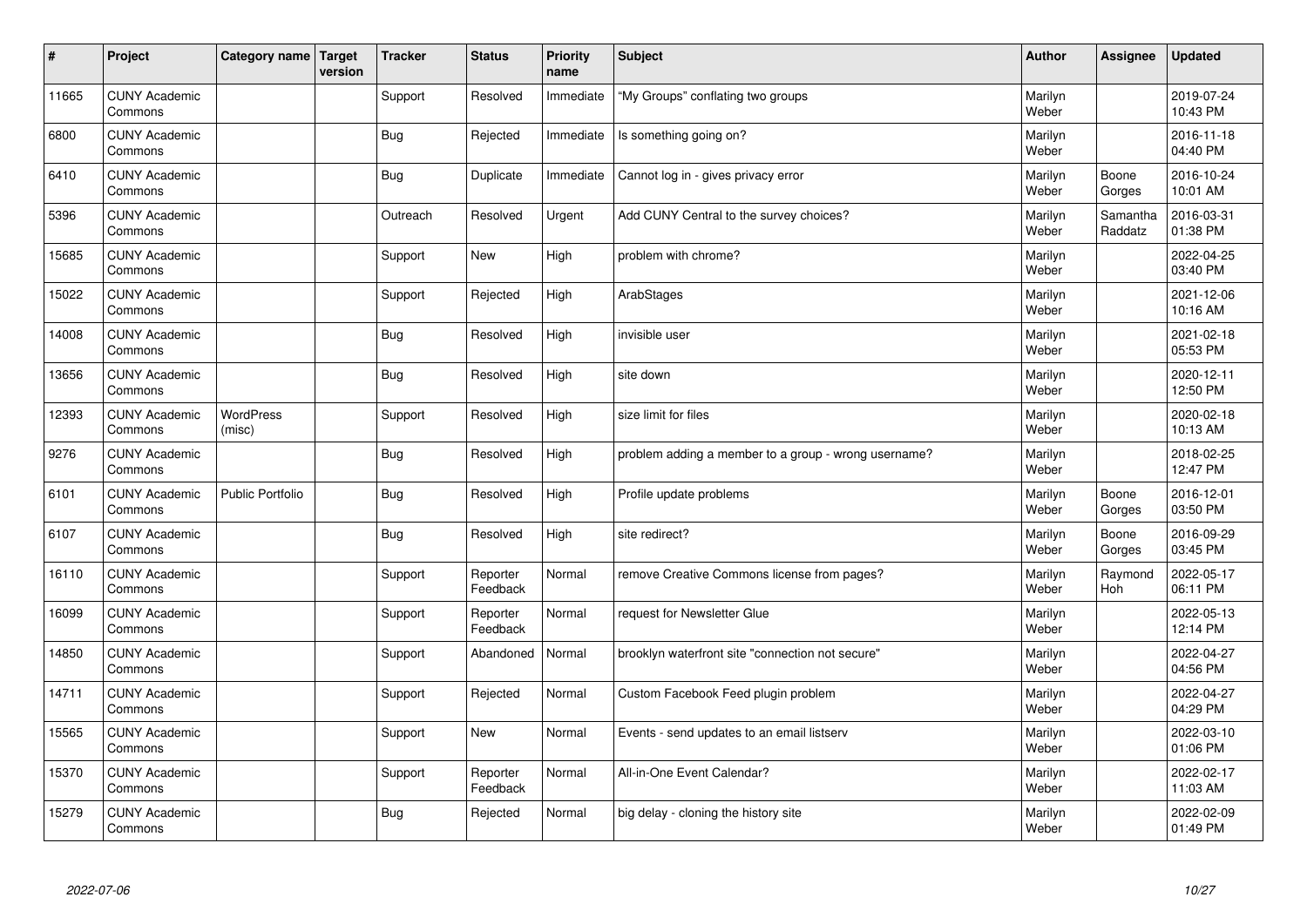| # | Project | Category name | Target version | Tracker | Status | Priority name | Subject | Author | Assignee | Updated |
|---|---|---|---|---|---|---|---|---|---|---|
| 11665 | CUNY Academic Commons | | | Support | Resolved | Immediate | "My Groups" conflating two groups | Marilyn Weber | | 2019-07-24 10:43 PM |
| 6800 | CUNY Academic Commons | | | Bug | Rejected | Immediate | Is something going on? | Marilyn Weber | | 2016-11-18 04:40 PM |
| 6410 | CUNY Academic Commons | | | Bug | Duplicate | Immediate | Cannot log in - gives privacy error | Marilyn Weber | Boone Gorges | 2016-10-24 10:01 AM |
| 5396 | CUNY Academic Commons | | | Outreach | Resolved | Urgent | Add CUNY Central to the survey choices? | Marilyn Weber | Samantha Raddatz | 2016-03-31 01:38 PM |
| 15685 | CUNY Academic Commons | | | Support | New | High | problem with chrome? | Marilyn Weber | | 2022-04-25 03:40 PM |
| 15022 | CUNY Academic Commons | | | Support | Rejected | High | ArabStages | Marilyn Weber | | 2021-12-06 10:16 AM |
| 14008 | CUNY Academic Commons | | | Bug | Resolved | High | invisible user | Marilyn Weber | | 2021-02-18 05:53 PM |
| 13656 | CUNY Academic Commons | | | Bug | Resolved | High | site down | Marilyn Weber | | 2020-12-11 12:50 PM |
| 12393 | CUNY Academic Commons | WordPress (misc) | | Support | Resolved | High | size limit for files | Marilyn Weber | | 2020-02-18 10:13 AM |
| 9276 | CUNY Academic Commons | | | Bug | Resolved | High | problem adding a member to a group - wrong username? | Marilyn Weber | | 2018-02-25 12:47 PM |
| 6101 | CUNY Academic Commons | Public Portfolio | | Bug | Resolved | High | Profile update problems | Marilyn Weber | Boone Gorges | 2016-12-01 03:50 PM |
| 6107 | CUNY Academic Commons | | | Bug | Resolved | High | site redirect? | Marilyn Weber | Boone Gorges | 2016-09-29 03:45 PM |
| 16110 | CUNY Academic Commons | | | Support | Reporter Feedback | Normal | remove Creative Commons license from pages? | Marilyn Weber | Raymond Hoh | 2022-05-17 06:11 PM |
| 16099 | CUNY Academic Commons | | | Support | Reporter Feedback | Normal | request for Newsletter Glue | Marilyn Weber | | 2022-05-13 12:14 PM |
| 14850 | CUNY Academic Commons | | | Support | Abandoned | Normal | brooklyn waterfront site "connection not secure" | Marilyn Weber | | 2022-04-27 04:56 PM |
| 14711 | CUNY Academic Commons | | | Support | Rejected | Normal | Custom Facebook Feed plugin problem | Marilyn Weber | | 2022-04-27 04:29 PM |
| 15565 | CUNY Academic Commons | | | Support | New | Normal | Events - send updates to an email listserv | Marilyn Weber | | 2022-03-10 01:06 PM |
| 15370 | CUNY Academic Commons | | | Support | Reporter Feedback | Normal | All-in-One Event Calendar? | Marilyn Weber | | 2022-02-17 11:03 AM |
| 15279 | CUNY Academic Commons | | | Bug | Rejected | Normal | big delay - cloning the history site | Marilyn Weber | | 2022-02-09 01:49 PM |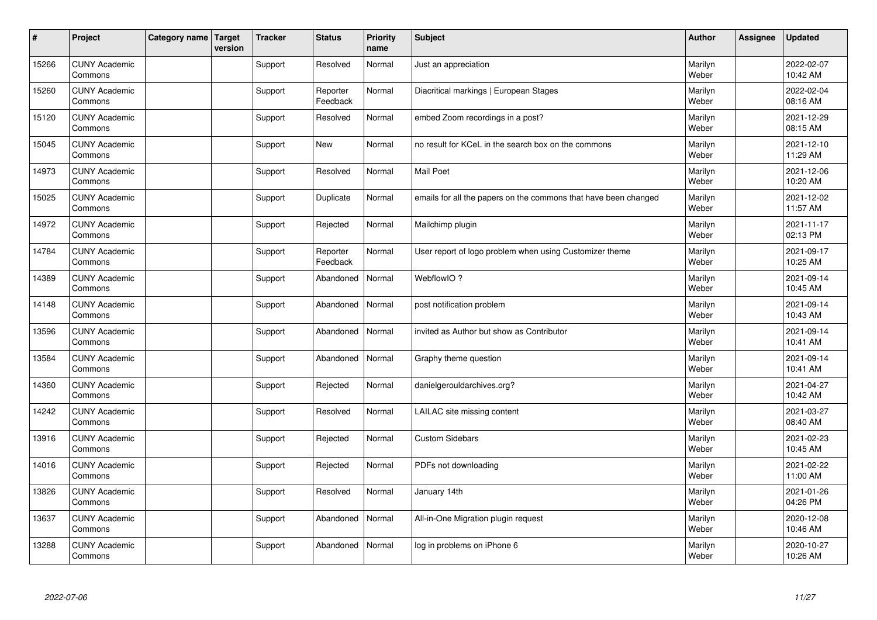| # | Project | Category name | Target version | Tracker | Status | Priority name | Subject | Author | Assignee | Updated |
|---|---|---|---|---|---|---|---|---|---|---|
| 15266 | CUNY Academic Commons | | | Support | Resolved | Normal | Just an appreciation | Marilyn Weber | | 2022-02-07 10:42 AM |
| 15260 | CUNY Academic Commons | | | Support | Reporter Feedback | Normal | Diacritical markings \| European Stages | Marilyn Weber | | 2022-02-04 08:16 AM |
| 15120 | CUNY Academic Commons | | | Support | Resolved | Normal | embed Zoom recordings in a post? | Marilyn Weber | | 2021-12-29 08:15 AM |
| 15045 | CUNY Academic Commons | | | Support | New | Normal | no result for KCeL in the search box on the commons | Marilyn Weber | | 2021-12-10 11:29 AM |
| 14973 | CUNY Academic Commons | | | Support | Resolved | Normal | Mail Poet | Marilyn Weber | | 2021-12-06 10:20 AM |
| 15025 | CUNY Academic Commons | | | Support | Duplicate | Normal | emails for all the papers on the commons that have been changed | Marilyn Weber | | 2021-12-02 11:57 AM |
| 14972 | CUNY Academic Commons | | | Support | Rejected | Normal | Mailchimp plugin | Marilyn Weber | | 2021-11-17 02:13 PM |
| 14784 | CUNY Academic Commons | | | Support | Reporter Feedback | Normal | User report of logo problem when using Customizer theme | Marilyn Weber | | 2021-09-17 10:25 AM |
| 14389 | CUNY Academic Commons | | | Support | Abandoned | Normal | WebflowIO ? | Marilyn Weber | | 2021-09-14 10:45 AM |
| 14148 | CUNY Academic Commons | | | Support | Abandoned | Normal | post notification problem | Marilyn Weber | | 2021-09-14 10:43 AM |
| 13596 | CUNY Academic Commons | | | Support | Abandoned | Normal | invited as Author but show as Contributor | Marilyn Weber | | 2021-09-14 10:41 AM |
| 13584 | CUNY Academic Commons | | | Support | Abandoned | Normal | Graphy theme question | Marilyn Weber | | 2021-09-14 10:41 AM |
| 14360 | CUNY Academic Commons | | | Support | Rejected | Normal | danielgerouldarchives.org? | Marilyn Weber | | 2021-04-27 10:42 AM |
| 14242 | CUNY Academic Commons | | | Support | Resolved | Normal | LAILAC site missing content | Marilyn Weber | | 2021-03-27 08:40 AM |
| 13916 | CUNY Academic Commons | | | Support | Rejected | Normal | Custom Sidebars | Marilyn Weber | | 2021-02-23 10:45 AM |
| 14016 | CUNY Academic Commons | | | Support | Rejected | Normal | PDFs not downloading | Marilyn Weber | | 2021-02-22 11:00 AM |
| 13826 | CUNY Academic Commons | | | Support | Resolved | Normal | January 14th | Marilyn Weber | | 2021-01-26 04:26 PM |
| 13637 | CUNY Academic Commons | | | Support | Abandoned | Normal | All-in-One Migration plugin request | Marilyn Weber | | 2020-12-08 10:46 AM |
| 13288 | CUNY Academic Commons | | | Support | Abandoned | Normal | log in problems on iPhone 6 | Marilyn Weber | | 2020-10-27 10:26 AM |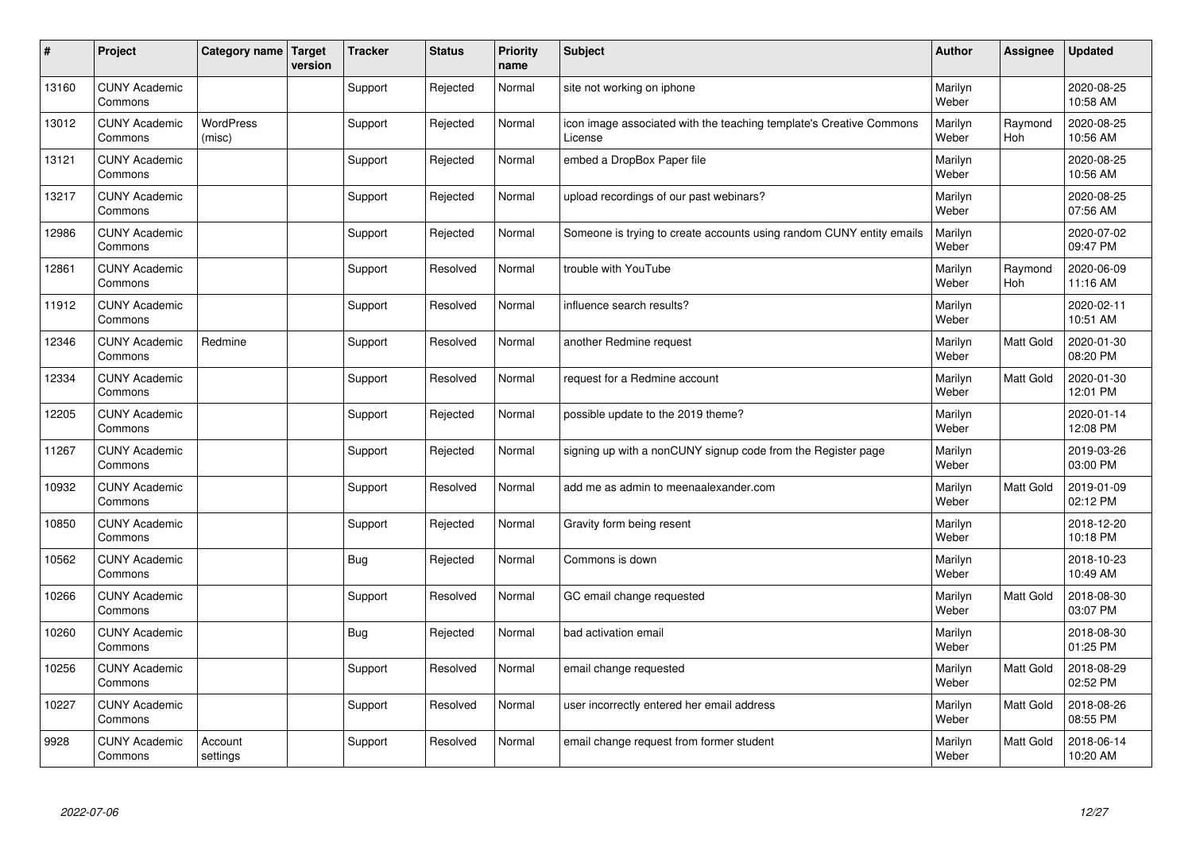| # | Project | Category name | Target version | Tracker | Status | Priority name | Subject | Author | Assignee | Updated |
|---|---|---|---|---|---|---|---|---|---|---|
| 13160 | CUNY Academic Commons | | | Support | Rejected | Normal | site not working on iphone | Marilyn Weber | | 2020-08-25 10:58 AM |
| 13012 | CUNY Academic Commons | WordPress (misc) | | Support | Rejected | Normal | icon image associated with the teaching template's Creative Commons License | Marilyn Weber | Raymond Hoh | 2020-08-25 10:56 AM |
| 13121 | CUNY Academic Commons | | | Support | Rejected | Normal | embed a DropBox Paper file | Marilyn Weber | | 2020-08-25 10:56 AM |
| 13217 | CUNY Academic Commons | | | Support | Rejected | Normal | upload recordings of our past webinars? | Marilyn Weber | | 2020-08-25 07:56 AM |
| 12986 | CUNY Academic Commons | | | Support | Rejected | Normal | Someone is trying to create accounts using random CUNY entity emails | Marilyn Weber | | 2020-07-02 09:47 PM |
| 12861 | CUNY Academic Commons | | | Support | Resolved | Normal | trouble with YouTube | Marilyn Weber | Raymond Hoh | 2020-06-09 11:16 AM |
| 11912 | CUNY Academic Commons | | | Support | Resolved | Normal | influence search results? | Marilyn Weber | | 2020-02-11 10:51 AM |
| 12346 | CUNY Academic Commons | Redmine | | Support | Resolved | Normal | another Redmine request | Marilyn Weber | Matt Gold | 2020-01-30 08:20 PM |
| 12334 | CUNY Academic Commons | | | Support | Resolved | Normal | request for a Redmine account | Marilyn Weber | Matt Gold | 2020-01-30 12:01 PM |
| 12205 | CUNY Academic Commons | | | Support | Rejected | Normal | possible update to the 2019 theme? | Marilyn Weber | | 2020-01-14 12:08 PM |
| 11267 | CUNY Academic Commons | | | Support | Rejected | Normal | signing up with a nonCUNY signup code from the Register page | Marilyn Weber | | 2019-03-26 03:00 PM |
| 10932 | CUNY Academic Commons | | | Support | Resolved | Normal | add me as admin to meenaalexander.com | Marilyn Weber | Matt Gold | 2019-01-09 02:12 PM |
| 10850 | CUNY Academic Commons | | | Support | Rejected | Normal | Gravity form being resent | Marilyn Weber | | 2018-12-20 10:18 PM |
| 10562 | CUNY Academic Commons | | | Bug | Rejected | Normal | Commons is down | Marilyn Weber | | 2018-10-23 10:49 AM |
| 10266 | CUNY Academic Commons | | | Support | Resolved | Normal | GC email change requested | Marilyn Weber | Matt Gold | 2018-08-30 03:07 PM |
| 10260 | CUNY Academic Commons | | | Bug | Rejected | Normal | bad activation email | Marilyn Weber | | 2018-08-30 01:25 PM |
| 10256 | CUNY Academic Commons | | | Support | Resolved | Normal | email change requested | Marilyn Weber | Matt Gold | 2018-08-29 02:52 PM |
| 10227 | CUNY Academic Commons | | | Support | Resolved | Normal | user incorrectly entered her email address | Marilyn Weber | Matt Gold | 2018-08-26 08:55 PM |
| 9928 | CUNY Academic Commons | Account settings | | Support | Resolved | Normal | email change request from former student | Marilyn Weber | Matt Gold | 2018-06-14 10:20 AM |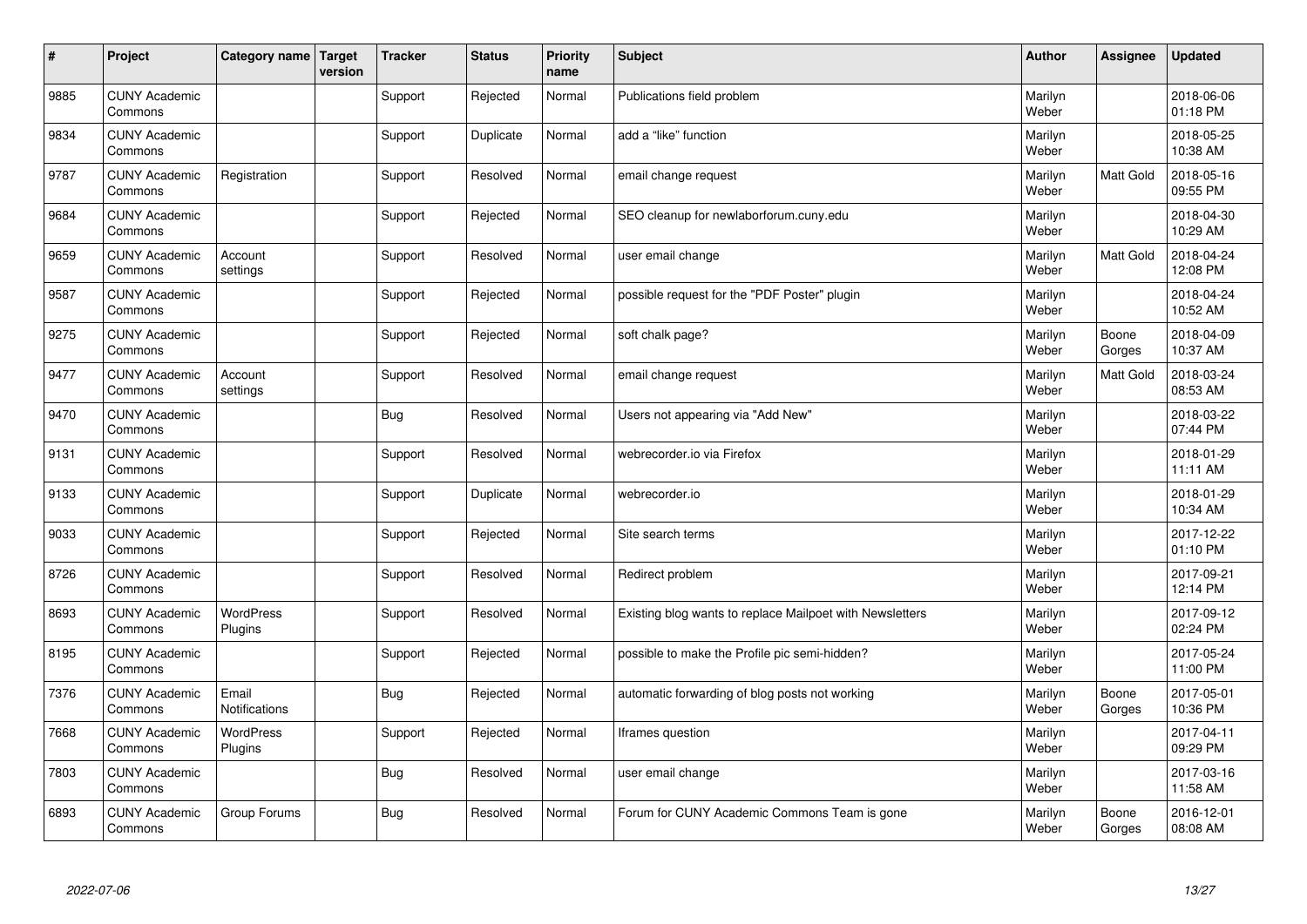| # | Project | Category name | Target version | Tracker | Status | Priority name | Subject | Author | Assignee | Updated |
|---|---|---|---|---|---|---|---|---|---|---|
| 9885 | CUNY Academic Commons | | | Support | Rejected | Normal | Publications field problem | Marilyn Weber | | 2018-06-06 01:18 PM |
| 9834 | CUNY Academic Commons | | | Support | Duplicate | Normal | add a "like" function | Marilyn Weber | | 2018-05-25 10:38 AM |
| 9787 | CUNY Academic Commons | Registration | | Support | Resolved | Normal | email change request | Marilyn Weber | Matt Gold | 2018-05-16 09:55 PM |
| 9684 | CUNY Academic Commons | | | Support | Rejected | Normal | SEO cleanup for newlaborforum.cuny.edu | Marilyn Weber | | 2018-04-30 10:29 AM |
| 9659 | CUNY Academic Commons | Account settings | | Support | Resolved | Normal | user email change | Marilyn Weber | Matt Gold | 2018-04-24 12:08 PM |
| 9587 | CUNY Academic Commons | | | Support | Rejected | Normal | possible request for the "PDF Poster" plugin | Marilyn Weber | | 2018-04-24 10:52 AM |
| 9275 | CUNY Academic Commons | | | Support | Rejected | Normal | soft chalk page? | Marilyn Weber | Boone Gorges | 2018-04-09 10:37 AM |
| 9477 | CUNY Academic Commons | Account settings | | Support | Resolved | Normal | email change request | Marilyn Weber | Matt Gold | 2018-03-24 08:53 AM |
| 9470 | CUNY Academic Commons | | | Bug | Resolved | Normal | Users not appearing via "Add New" | Marilyn Weber | | 2018-03-22 07:44 PM |
| 9131 | CUNY Academic Commons | | | Support | Resolved | Normal | webrecorder.io via Firefox | Marilyn Weber | | 2018-01-29 11:11 AM |
| 9133 | CUNY Academic Commons | | | Support | Duplicate | Normal | webrecorder.io | Marilyn Weber | | 2018-01-29 10:34 AM |
| 9033 | CUNY Academic Commons | | | Support | Rejected | Normal | Site search terms | Marilyn Weber | | 2017-12-22 01:10 PM |
| 8726 | CUNY Academic Commons | | | Support | Resolved | Normal | Redirect problem | Marilyn Weber | | 2017-09-21 12:14 PM |
| 8693 | CUNY Academic Commons | WordPress Plugins | | Support | Resolved | Normal | Existing blog wants to replace Mailpoet with Newsletters | Marilyn Weber | | 2017-09-12 02:24 PM |
| 8195 | CUNY Academic Commons | | | Support | Rejected | Normal | possible to make the Profile pic semi-hidden? | Marilyn Weber | | 2017-05-24 11:00 PM |
| 7376 | CUNY Academic Commons | Email Notifications | | Bug | Rejected | Normal | automatic forwarding of blog posts not working | Marilyn Weber | Boone Gorges | 2017-05-01 10:36 PM |
| 7668 | CUNY Academic Commons | WordPress Plugins | | Support | Rejected | Normal | Iframes question | Marilyn Weber | | 2017-04-11 09:29 PM |
| 7803 | CUNY Academic Commons | | | Bug | Resolved | Normal | user email change | Marilyn Weber | | 2017-03-16 11:58 AM |
| 6893 | CUNY Academic Commons | Group Forums | | Bug | Resolved | Normal | Forum for CUNY Academic Commons Team is gone | Marilyn Weber | Boone Gorges | 2016-12-01 08:08 AM |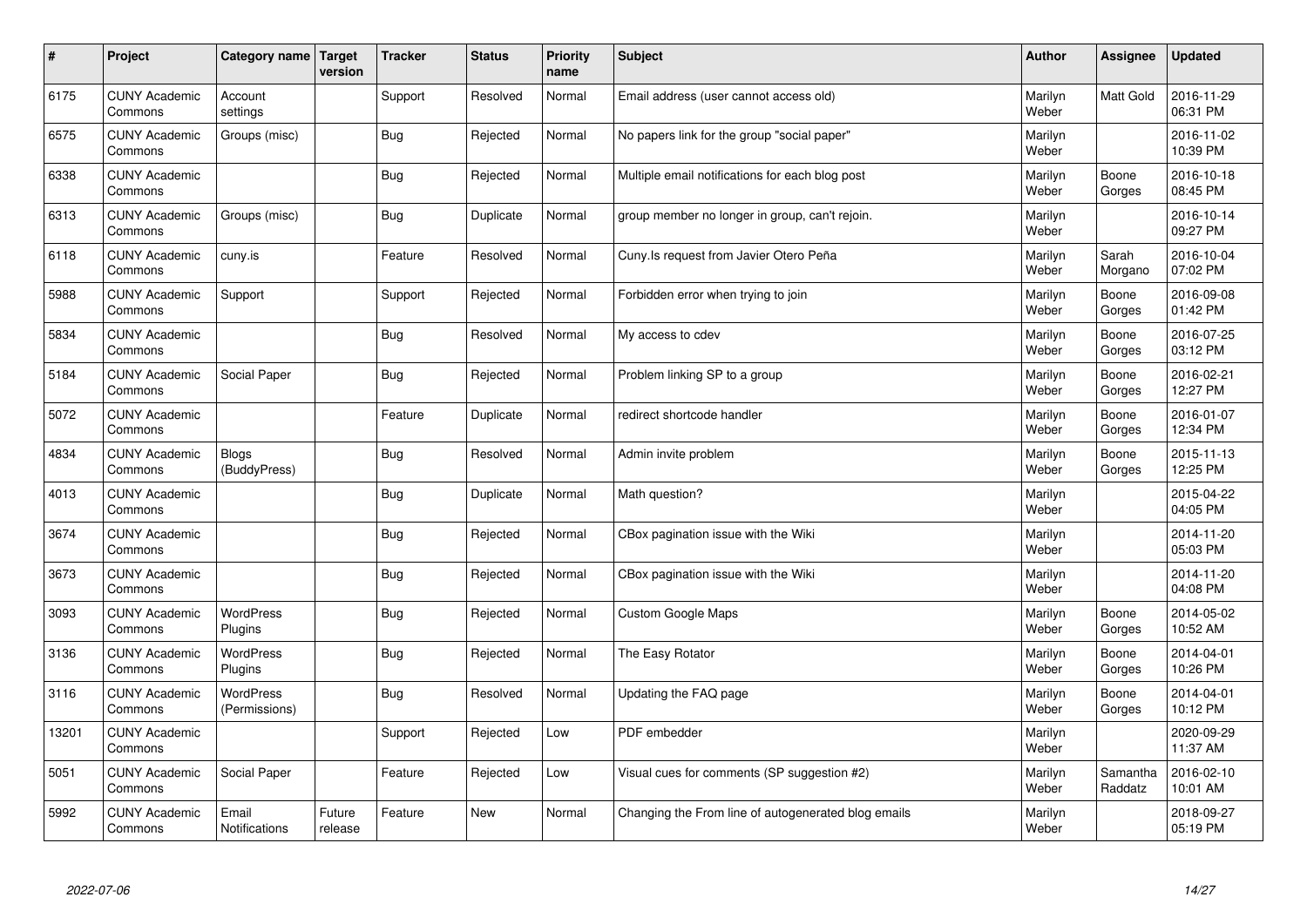| # | Project | Category name | Target version | Tracker | Status | Priority name | Subject | Author | Assignee | Updated |
|---|---|---|---|---|---|---|---|---|---|---|
| 6175 | CUNY Academic Commons | Account settings | | Support | Resolved | Normal | Email address (user cannot access old) | Marilyn Weber | Matt Gold | 2016-11-29 06:31 PM |
| 6575 | CUNY Academic Commons | Groups (misc) | | Bug | Rejected | Normal | No papers link for the group "social paper" | Marilyn Weber | | 2016-11-02 10:39 PM |
| 6338 | CUNY Academic Commons | | | Bug | Rejected | Normal | Multiple email notifications for each blog post | Marilyn Weber | Boone Gorges | 2016-10-18 08:45 PM |
| 6313 | CUNY Academic Commons | Groups (misc) | | Bug | Duplicate | Normal | group member no longer in group, can't rejoin. | Marilyn Weber | | 2016-10-14 09:27 PM |
| 6118 | CUNY Academic Commons | cuny.is | | Feature | Resolved | Normal | Cuny.Is request from Javier Otero Peña | Marilyn Weber | Sarah Morgano | 2016-10-04 07:02 PM |
| 5988 | CUNY Academic Commons | Support | | Support | Rejected | Normal | Forbidden error when trying to join | Marilyn Weber | Boone Gorges | 2016-09-08 01:42 PM |
| 5834 | CUNY Academic Commons | | | Bug | Resolved | Normal | My access to cdev | Marilyn Weber | Boone Gorges | 2016-07-25 03:12 PM |
| 5184 | CUNY Academic Commons | Social Paper | | Bug | Rejected | Normal | Problem linking SP to a group | Marilyn Weber | Boone Gorges | 2016-02-21 12:27 PM |
| 5072 | CUNY Academic Commons | | | Feature | Duplicate | Normal | redirect shortcode handler | Marilyn Weber | Boone Gorges | 2016-01-07 12:34 PM |
| 4834 | CUNY Academic Commons | Blogs (BuddyPress) | | Bug | Resolved | Normal | Admin invite problem | Marilyn Weber | Boone Gorges | 2015-11-13 12:25 PM |
| 4013 | CUNY Academic Commons | | | Bug | Duplicate | Normal | Math question? | Marilyn Weber | | 2015-04-22 04:05 PM |
| 3674 | CUNY Academic Commons | | | Bug | Rejected | Normal | CBox pagination issue with the Wiki | Marilyn Weber | | 2014-11-20 05:03 PM |
| 3673 | CUNY Academic Commons | | | Bug | Rejected | Normal | CBox pagination issue with the Wiki | Marilyn Weber | | 2014-11-20 04:08 PM |
| 3093 | CUNY Academic Commons | WordPress Plugins | | Bug | Rejected | Normal | Custom Google Maps | Marilyn Weber | Boone Gorges | 2014-05-02 10:52 AM |
| 3136 | CUNY Academic Commons | WordPress Plugins | | Bug | Rejected | Normal | The Easy Rotator | Marilyn Weber | Boone Gorges | 2014-04-01 10:26 PM |
| 3116 | CUNY Academic Commons | WordPress (Permissions) | | Bug | Resolved | Normal | Updating the FAQ page | Marilyn Weber | Boone Gorges | 2014-04-01 10:12 PM |
| 13201 | CUNY Academic Commons | | | Support | Rejected | Low | PDF embedder | Marilyn Weber | | 2020-09-29 11:37 AM |
| 5051 | CUNY Academic Commons | Social Paper | | Feature | Rejected | Low | Visual cues for comments (SP suggestion #2) | Marilyn Weber | Samantha Raddatz | 2016-02-10 10:01 AM |
| 5992 | CUNY Academic Commons | Email Notifications | Future release | Feature | New | Normal | Changing the From line of autogenerated blog emails | Marilyn Weber | | 2018-09-27 05:19 PM |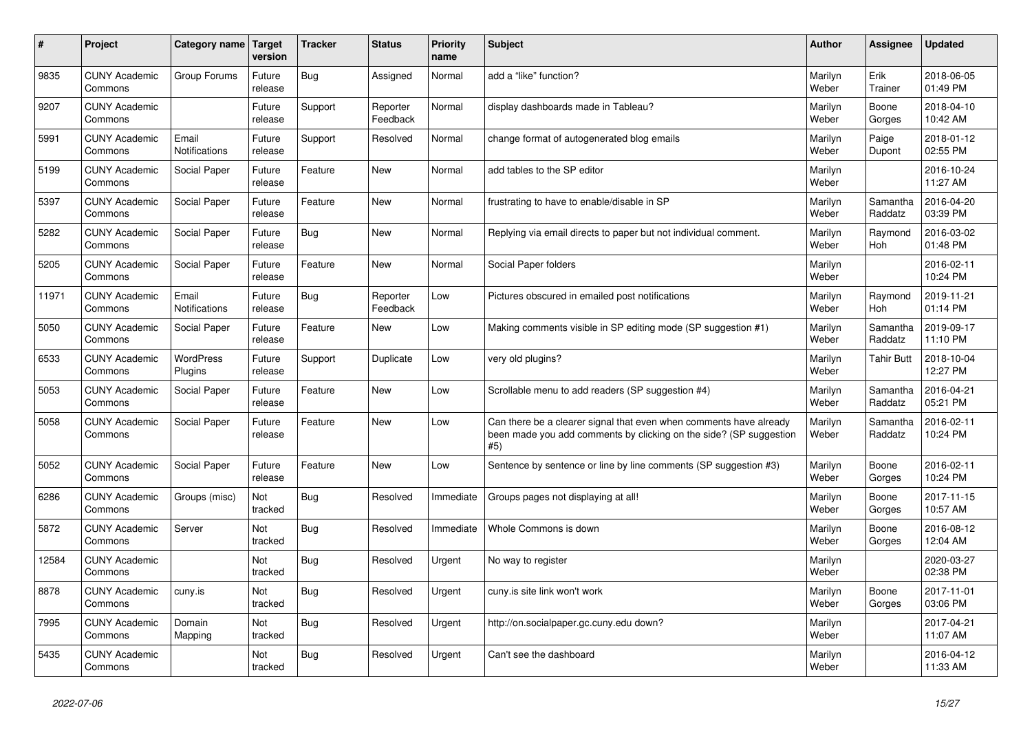| # | Project | Category name | Target version | Tracker | Status | Priority name | Subject | Author | Assignee | Updated |
|---|---|---|---|---|---|---|---|---|---|---|
| 9835 | CUNY Academic Commons | Group Forums | Future release | Bug | Assigned | Normal | add a "like" function? | Marilyn Weber | Erik Trainer | 2018-06-05 01:49 PM |
| 9207 | CUNY Academic Commons | | Future release | Support | Reporter Feedback | Normal | display dashboards made in Tableau? | Marilyn Weber | Boone Gorges | 2018-04-10 10:42 AM |
| 5991 | CUNY Academic Commons | Email Notifications | Future release | Support | Resolved | Normal | change format of autogenerated blog emails | Marilyn Weber | Paige Dupont | 2018-01-12 02:55 PM |
| 5199 | CUNY Academic Commons | Social Paper | Future release | Feature | New | Normal | add tables to the SP editor | Marilyn Weber | | 2016-10-24 11:27 AM |
| 5397 | CUNY Academic Commons | Social Paper | Future release | Feature | New | Normal | frustrating to have to enable/disable in SP | Marilyn Weber | Samantha Raddatz | 2016-04-20 03:39 PM |
| 5282 | CUNY Academic Commons | Social Paper | Future release | Bug | New | Normal | Replying via email directs to paper but not individual comment. | Marilyn Weber | Raymond Hoh | 2016-03-02 01:48 PM |
| 5205 | CUNY Academic Commons | Social Paper | Future release | Feature | New | Normal | Social Paper folders | Marilyn Weber | | 2016-02-11 10:24 PM |
| 11971 | CUNY Academic Commons | Email Notifications | Future release | Bug | Reporter Feedback | Low | Pictures obscured in emailed post notifications | Marilyn Weber | Raymond Hoh | 2019-11-21 01:14 PM |
| 5050 | CUNY Academic Commons | Social Paper | Future release | Feature | New | Low | Making comments visible in SP editing mode (SP suggestion #1) | Marilyn Weber | Samantha Raddatz | 2019-09-17 11:10 PM |
| 6533 | CUNY Academic Commons | WordPress Plugins | Future release | Support | Duplicate | Low | very old plugins? | Marilyn Weber | Tahir Butt | 2018-10-04 12:27 PM |
| 5053 | CUNY Academic Commons | Social Paper | Future release | Feature | New | Low | Scrollable menu to add readers (SP suggestion #4) | Marilyn Weber | Samantha Raddatz | 2016-04-21 05:21 PM |
| 5058 | CUNY Academic Commons | Social Paper | Future release | Feature | New | Low | Can there be a clearer signal that even when comments have already been made you add comments by clicking on the side? (SP suggestion #5) | Marilyn Weber | Samantha Raddatz | 2016-02-11 10:24 PM |
| 5052 | CUNY Academic Commons | Social Paper | Future release | Feature | New | Low | Sentence by sentence or line by line comments (SP suggestion #3) | Marilyn Weber | Boone Gorges | 2016-02-11 10:24 PM |
| 6286 | CUNY Academic Commons | Groups (misc) | Not tracked | Bug | Resolved | Immediate | Groups pages not displaying at all! | Marilyn Weber | Boone Gorges | 2017-11-15 10:57 AM |
| 5872 | CUNY Academic Commons | Server | Not tracked | Bug | Resolved | Immediate | Whole Commons is down | Marilyn Weber | Boone Gorges | 2016-08-12 12:04 AM |
| 12584 | CUNY Academic Commons | | Not tracked | Bug | Resolved | Urgent | No way to register | Marilyn Weber | | 2020-03-27 02:38 PM |
| 8878 | CUNY Academic Commons | cuny.is | Not tracked | Bug | Resolved | Urgent | cuny.is site link won't work | Marilyn Weber | Boone Gorges | 2017-11-01 03:06 PM |
| 7995 | CUNY Academic Commons | Domain Mapping | Not tracked | Bug | Resolved | Urgent | http://on.socialpaper.gc.cuny.edu down? | Marilyn Weber | | 2017-04-21 11:07 AM |
| 5435 | CUNY Academic Commons | | Not tracked | Bug | Resolved | Urgent | Can't see the dashboard | Marilyn Weber | | 2016-04-12 11:33 AM |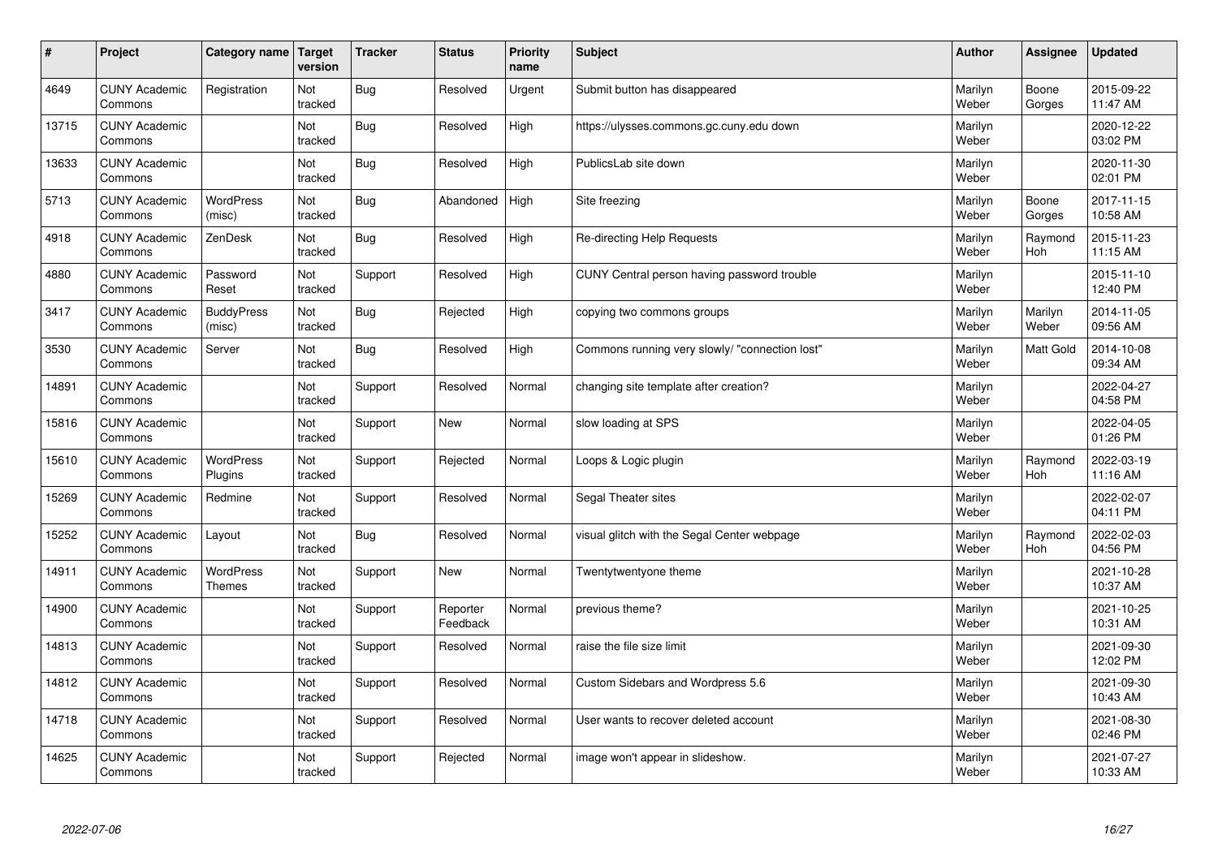| # | Project | Category name | Target version | Tracker | Status | Priority name | Subject | Author | Assignee | Updated |
|---|---|---|---|---|---|---|---|---|---|---|
| 4649 | CUNY Academic Commons | Registration | Not tracked | Bug | Resolved | Urgent | Submit button has disappeared | Marilyn Weber | Boone Gorges | 2015-09-22 11:47 AM |
| 13715 | CUNY Academic Commons | | Not tracked | Bug | Resolved | High | https://ulysses.commons.gc.cuny.edu down | Marilyn Weber | | 2020-12-22 03:02 PM |
| 13633 | CUNY Academic Commons | | Not tracked | Bug | Resolved | High | PublicsLab site down | Marilyn Weber | | 2020-11-30 02:01 PM |
| 5713 | CUNY Academic Commons | WordPress (misc) | Not tracked | Bug | Abandoned | High | Site freezing | Marilyn Weber | Boone Gorges | 2017-11-15 10:58 AM |
| 4918 | CUNY Academic Commons | ZenDesk | Not tracked | Bug | Resolved | High | Re-directing Help Requests | Marilyn Weber | Raymond Hoh | 2015-11-23 11:15 AM |
| 4880 | CUNY Academic Commons | Password Reset | Not tracked | Support | Resolved | High | CUNY Central person having password trouble | Marilyn Weber | | 2015-11-10 12:40 PM |
| 3417 | CUNY Academic Commons | BuddyPress (misc) | Not tracked | Bug | Rejected | High | copying two commons groups | Marilyn Weber | Marilyn Weber | 2014-11-05 09:56 AM |
| 3530 | CUNY Academic Commons | Server | Not tracked | Bug | Resolved | High | Commons running very slowly/ "connection lost" | Marilyn Weber | Matt Gold | 2014-10-08 09:34 AM |
| 14891 | CUNY Academic Commons | | Not tracked | Support | Resolved | Normal | changing site template after creation? | Marilyn Weber | | 2022-04-27 04:58 PM |
| 15816 | CUNY Academic Commons | | Not tracked | Support | New | Normal | slow loading at SPS | Marilyn Weber | | 2022-04-05 01:26 PM |
| 15610 | CUNY Academic Commons | WordPress Plugins | Not tracked | Support | Rejected | Normal | Loops & Logic plugin | Marilyn Weber | Raymond Hoh | 2022-03-19 11:16 AM |
| 15269 | CUNY Academic Commons | Redmine | Not tracked | Support | Resolved | Normal | Segal Theater sites | Marilyn Weber | | 2022-02-07 04:11 PM |
| 15252 | CUNY Academic Commons | Layout | Not tracked | Bug | Resolved | Normal | visual glitch with the Segal Center webpage | Marilyn Weber | Raymond Hoh | 2022-02-03 04:56 PM |
| 14911 | CUNY Academic Commons | WordPress Themes | Not tracked | Support | New | Normal | Twentytwentyone theme | Marilyn Weber | | 2021-10-28 10:37 AM |
| 14900 | CUNY Academic Commons | | Not tracked | Support | Reporter Feedback | Normal | previous theme? | Marilyn Weber | | 2021-10-25 10:31 AM |
| 14813 | CUNY Academic Commons | | Not tracked | Support | Resolved | Normal | raise the file size limit | Marilyn Weber | | 2021-09-30 12:02 PM |
| 14812 | CUNY Academic Commons | | Not tracked | Support | Resolved | Normal | Custom Sidebars and Wordpress 5.6 | Marilyn Weber | | 2021-09-30 10:43 AM |
| 14718 | CUNY Academic Commons | | Not tracked | Support | Resolved | Normal | User wants to recover deleted account | Marilyn Weber | | 2021-08-30 02:46 PM |
| 14625 | CUNY Academic Commons | | Not tracked | Support | Rejected | Normal | image won't appear in slideshow. | Marilyn Weber | | 2021-07-27 10:33 AM |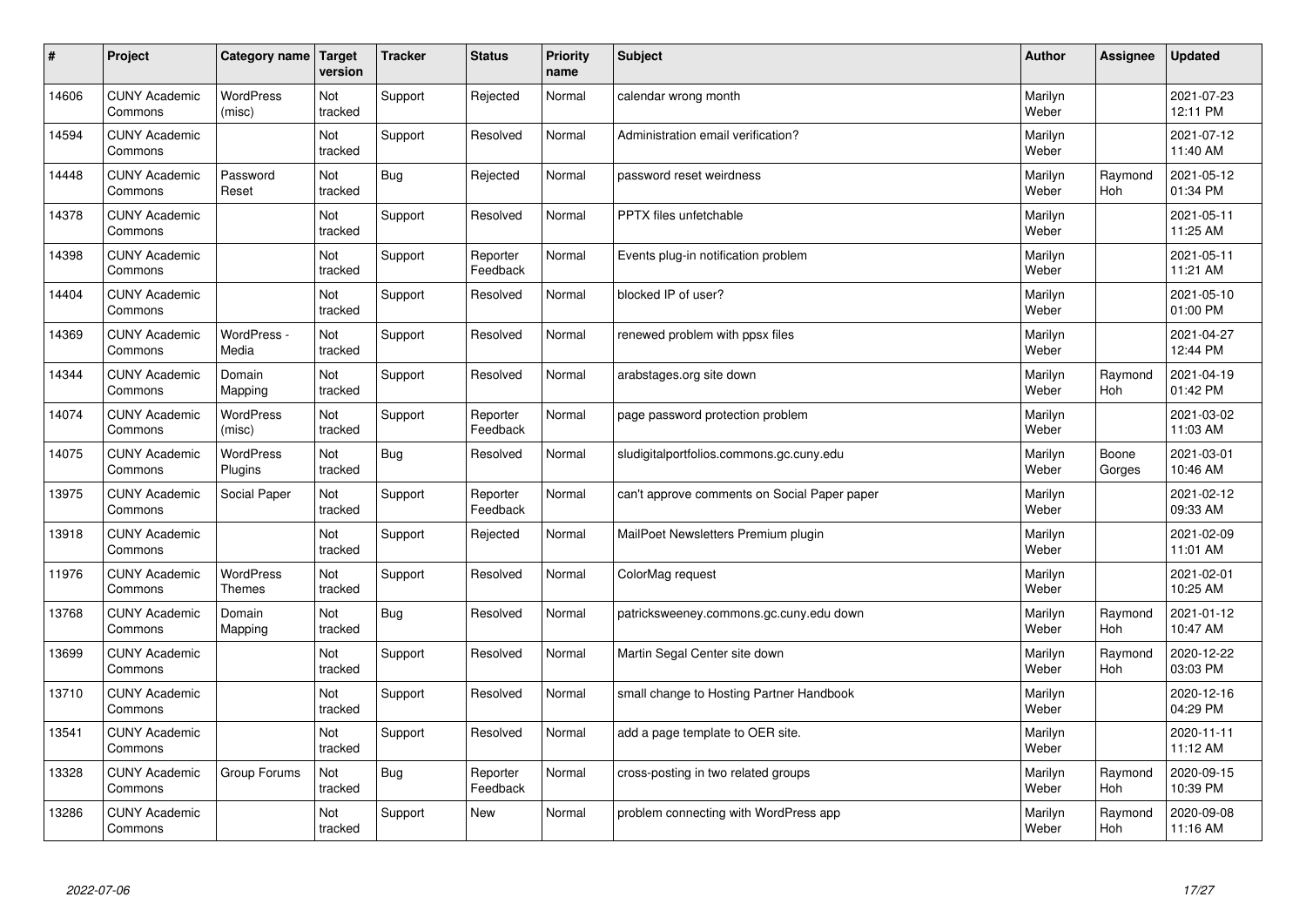| # | Project | Category name | Target version | Tracker | Status | Priority name | Subject | Author | Assignee | Updated |
|---|---|---|---|---|---|---|---|---|---|---|
| 14606 | CUNY Academic Commons | WordPress (misc) | Not tracked | Support | Rejected | Normal | calendar wrong month | Marilyn Weber | | 2021-07-23 12:11 PM |
| 14594 | CUNY Academic Commons | | Not tracked | Support | Resolved | Normal | Administration email verification? | Marilyn Weber | | 2021-07-12 11:40 AM |
| 14448 | CUNY Academic Commons | Password Reset | Not tracked | Bug | Rejected | Normal | password reset weirdness | Marilyn Weber | Raymond Hoh | 2021-05-12 01:34 PM |
| 14378 | CUNY Academic Commons | | Not tracked | Support | Resolved | Normal | PPTX files unfetchable | Marilyn Weber | | 2021-05-11 11:25 AM |
| 14398 | CUNY Academic Commons | | Not tracked | Support | Reporter Feedback | Normal | Events plug-in notification problem | Marilyn Weber | | 2021-05-11 11:21 AM |
| 14404 | CUNY Academic Commons | | Not tracked | Support | Resolved | Normal | blocked IP of user? | Marilyn Weber | | 2021-05-10 01:00 PM |
| 14369 | CUNY Academic Commons | WordPress - Media | Not tracked | Support | Resolved | Normal | renewed problem with ppsx files | Marilyn Weber | | 2021-04-27 12:44 PM |
| 14344 | CUNY Academic Commons | Domain Mapping | Not tracked | Support | Resolved | Normal | arabstages.org site down | Marilyn Weber | Raymond Hoh | 2021-04-19 01:42 PM |
| 14074 | CUNY Academic Commons | WordPress (misc) | Not tracked | Support | Reporter Feedback | Normal | page password protection problem | Marilyn Weber | | 2021-03-02 11:03 AM |
| 14075 | CUNY Academic Commons | WordPress Plugins | Not tracked | Bug | Resolved | Normal | sludigitalportfolios.commons.gc.cuny.edu | Marilyn Weber | Boone Gorges | 2021-03-01 10:46 AM |
| 13975 | CUNY Academic Commons | Social Paper | Not tracked | Support | Reporter Feedback | Normal | can't approve comments on Social Paper paper | Marilyn Weber | | 2021-02-12 09:33 AM |
| 13918 | CUNY Academic Commons | | Not tracked | Support | Rejected | Normal | MailPoet Newsletters Premium plugin | Marilyn Weber | | 2021-02-09 11:01 AM |
| 11976 | CUNY Academic Commons | WordPress Themes | Not tracked | Support | Resolved | Normal | ColorMag request | Marilyn Weber | | 2021-02-01 10:25 AM |
| 13768 | CUNY Academic Commons | Domain Mapping | Not tracked | Bug | Resolved | Normal | patricksweeney.commons.gc.cuny.edu down | Marilyn Weber | Raymond Hoh | 2021-01-12 10:47 AM |
| 13699 | CUNY Academic Commons | | Not tracked | Support | Resolved | Normal | Martin Segal Center site down | Marilyn Weber | Raymond Hoh | 2020-12-22 03:03 PM |
| 13710 | CUNY Academic Commons | | Not tracked | Support | Resolved | Normal | small change to Hosting Partner Handbook | Marilyn Weber | | 2020-12-16 04:29 PM |
| 13541 | CUNY Academic Commons | | Not tracked | Support | Resolved | Normal | add a page template to OER site. | Marilyn Weber | | 2020-11-11 11:12 AM |
| 13328 | CUNY Academic Commons | Group Forums | Not tracked | Bug | Reporter Feedback | Normal | cross-posting in two related groups | Marilyn Weber | Raymond Hoh | 2020-09-15 10:39 PM |
| 13286 | CUNY Academic Commons | | Not tracked | Support | New | Normal | problem connecting with WordPress app | Marilyn Weber | Raymond Hoh | 2020-09-08 11:16 AM |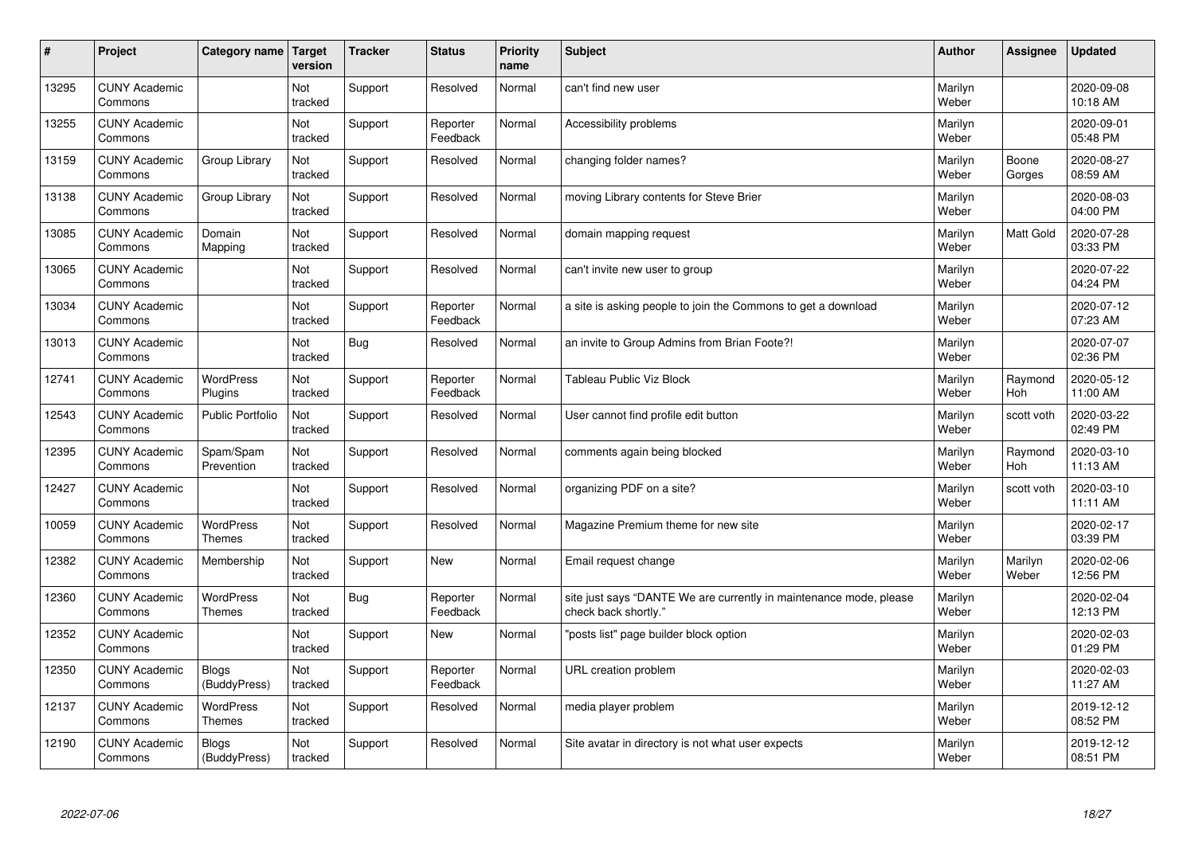| # | Project | Category name | Target version | Tracker | Status | Priority name | Subject | Author | Assignee | Updated |
|---|---|---|---|---|---|---|---|---|---|---|
| 13295 | CUNY Academic Commons | | Not tracked | Support | Resolved | Normal | can't find new user | Marilyn Weber | | 2020-09-08 10:18 AM |
| 13255 | CUNY Academic Commons | | Not tracked | Support | Reporter Feedback | Normal | Accessibility problems | Marilyn Weber | | 2020-09-01 05:48 PM |
| 13159 | CUNY Academic Commons | Group Library | Not tracked | Support | Resolved | Normal | changing folder names? | Marilyn Weber | Boone Gorges | 2020-08-27 08:59 AM |
| 13138 | CUNY Academic Commons | Group Library | Not tracked | Support | Resolved | Normal | moving Library contents for Steve Brier | Marilyn Weber | | 2020-08-03 04:00 PM |
| 13085 | CUNY Academic Commons | Domain Mapping | Not tracked | Support | Resolved | Normal | domain mapping request | Marilyn Weber | Matt Gold | 2020-07-28 03:33 PM |
| 13065 | CUNY Academic Commons | | Not tracked | Support | Resolved | Normal | can't invite new user to group | Marilyn Weber | | 2020-07-22 04:24 PM |
| 13034 | CUNY Academic Commons | | Not tracked | Support | Reporter Feedback | Normal | a site is asking people to join the Commons to get a download | Marilyn Weber | | 2020-07-12 07:23 AM |
| 13013 | CUNY Academic Commons | | Not tracked | Bug | Resolved | Normal | an invite to Group Admins from Brian Foote?! | Marilyn Weber | | 2020-07-07 02:36 PM |
| 12741 | CUNY Academic Commons | WordPress Plugins | Not tracked | Support | Reporter Feedback | Normal | Tableau Public Viz Block | Marilyn Weber | Raymond Hoh | 2020-05-12 11:00 AM |
| 12543 | CUNY Academic Commons | Public Portfolio | Not tracked | Support | Resolved | Normal | User cannot find profile edit button | Marilyn Weber | scott voth | 2020-03-22 02:49 PM |
| 12395 | CUNY Academic Commons | Spam/Spam Prevention | Not tracked | Support | Resolved | Normal | comments again being blocked | Marilyn Weber | Raymond Hoh | 2020-03-10 11:13 AM |
| 12427 | CUNY Academic Commons | | Not tracked | Support | Resolved | Normal | organizing PDF on a site? | Marilyn Weber | scott voth | 2020-03-10 11:11 AM |
| 10059 | CUNY Academic Commons | WordPress Themes | Not tracked | Support | Resolved | Normal | Magazine Premium theme for new site | Marilyn Weber | | 2020-02-17 03:39 PM |
| 12382 | CUNY Academic Commons | Membership | Not tracked | Support | New | Normal | Email request change | Marilyn Weber | Marilyn Weber | 2020-02-06 12:56 PM |
| 12360 | CUNY Academic Commons | WordPress Themes | Not tracked | Bug | Reporter Feedback | Normal | site just says "DANTE We are currently in maintenance mode, please check back shortly." | Marilyn Weber | | 2020-02-04 12:13 PM |
| 12352 | CUNY Academic Commons | | Not tracked | Support | New | Normal | "posts list" page builder block option | Marilyn Weber | | 2020-02-03 01:29 PM |
| 12350 | CUNY Academic Commons | Blogs (BuddyPress) | Not tracked | Support | Reporter Feedback | Normal | URL creation problem | Marilyn Weber | | 2020-02-03 11:27 AM |
| 12137 | CUNY Academic Commons | WordPress Themes | Not tracked | Support | Resolved | Normal | media player problem | Marilyn Weber | | 2019-12-12 08:52 PM |
| 12190 | CUNY Academic Commons | Blogs (BuddyPress) | Not tracked | Support | Resolved | Normal | Site avatar in directory is not what user expects | Marilyn Weber | | 2019-12-12 08:51 PM |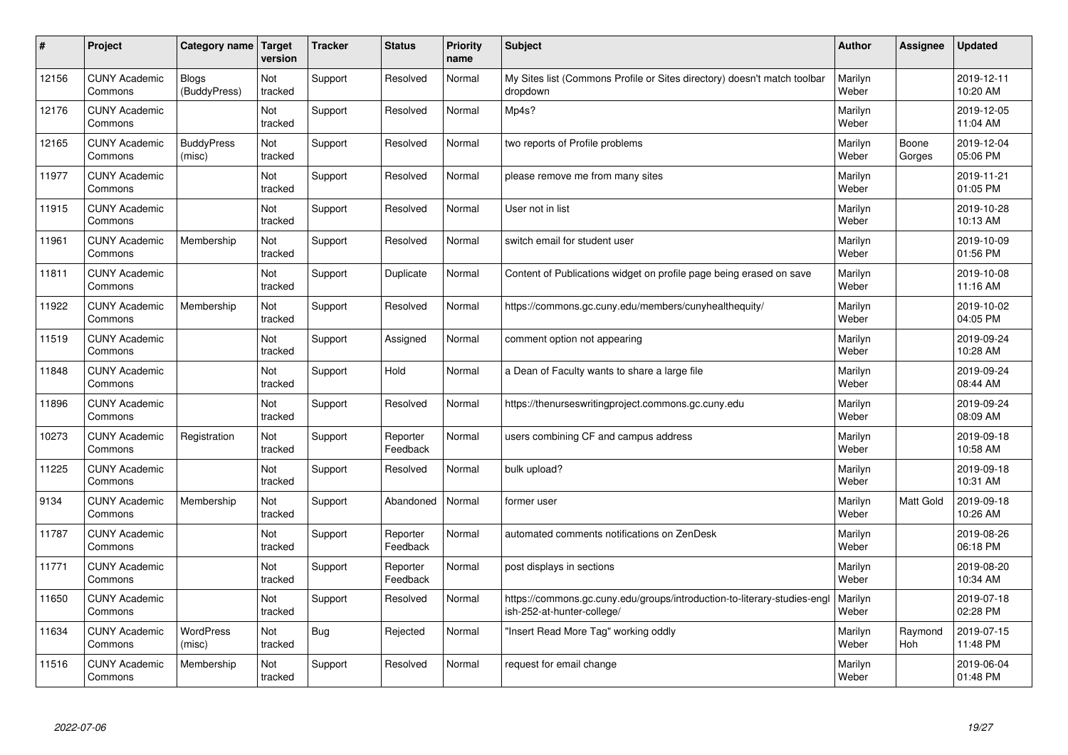| # | Project | Category name | Target version | Tracker | Status | Priority name | Subject | Author | Assignee | Updated |
|---|---|---|---|---|---|---|---|---|---|---|
| 12156 | CUNY Academic Commons | Blogs (BuddyPress) | Not tracked | Support | Resolved | Normal | My Sites list (Commons Profile or Sites directory) doesn't match toolbar dropdown | Marilyn Weber | | 2019-12-11 10:20 AM |
| 12176 | CUNY Academic Commons | | Not tracked | Support | Resolved | Normal | Mp4s? | Marilyn Weber | | 2019-12-05 11:04 AM |
| 12165 | CUNY Academic Commons | BuddyPress (misc) | Not tracked | Support | Resolved | Normal | two reports of Profile problems | Marilyn Weber | Boone Gorges | 2019-12-04 05:06 PM |
| 11977 | CUNY Academic Commons | | Not tracked | Support | Resolved | Normal | please remove me from many sites | Marilyn Weber | | 2019-11-21 01:05 PM |
| 11915 | CUNY Academic Commons | | Not tracked | Support | Resolved | Normal | User not in list | Marilyn Weber | | 2019-10-28 10:13 AM |
| 11961 | CUNY Academic Commons | Membership | Not tracked | Support | Resolved | Normal | switch email for student user | Marilyn Weber | | 2019-10-09 01:56 PM |
| 11811 | CUNY Academic Commons | | Not tracked | Support | Duplicate | Normal | Content of Publications widget on profile page being erased on save | Marilyn Weber | | 2019-10-08 11:16 AM |
| 11922 | CUNY Academic Commons | Membership | Not tracked | Support | Resolved | Normal | https://commons.gc.cuny.edu/members/cunyhealthequity/ | Marilyn Weber | | 2019-10-02 04:05 PM |
| 11519 | CUNY Academic Commons | | Not tracked | Support | Assigned | Normal | comment option not appearing | Marilyn Weber | | 2019-09-24 10:28 AM |
| 11848 | CUNY Academic Commons | | Not tracked | Support | Hold | Normal | a Dean of Faculty wants to share a large file | Marilyn Weber | | 2019-09-24 08:44 AM |
| 11896 | CUNY Academic Commons | | Not tracked | Support | Resolved | Normal | https://thenurseswritingproject.commons.gc.cuny.edu | Marilyn Weber | | 2019-09-24 08:09 AM |
| 10273 | CUNY Academic Commons | Registration | Not tracked | Support | Reporter Feedback | Normal | users combining CF and campus address | Marilyn Weber | | 2019-09-18 10:58 AM |
| 11225 | CUNY Academic Commons | | Not tracked | Support | Resolved | Normal | bulk upload? | Marilyn Weber | | 2019-09-18 10:31 AM |
| 9134 | CUNY Academic Commons | Membership | Not tracked | Support | Abandoned | Normal | former user | Marilyn Weber | Matt Gold | 2019-09-18 10:26 AM |
| 11787 | CUNY Academic Commons | | Not tracked | Support | Reporter Feedback | Normal | automated comments notifications on ZenDesk | Marilyn Weber | | 2019-08-26 06:18 PM |
| 11771 | CUNY Academic Commons | | Not tracked | Support | Reporter Feedback | Normal | post displays in sections | Marilyn Weber | | 2019-08-20 10:34 AM |
| 11650 | CUNY Academic Commons | | Not tracked | Support | Resolved | Normal | https://commons.gc.cuny.edu/groups/introduction-to-literary-studies-english-252-at-hunter-college/ | Marilyn Weber | | 2019-07-18 02:28 PM |
| 11634 | CUNY Academic Commons | WordPress (misc) | Not tracked | Bug | Rejected | Normal | "Insert Read More Tag" working oddly | Marilyn Weber | Raymond Hoh | 2019-07-15 11:48 PM |
| 11516 | CUNY Academic Commons | Membership | Not tracked | Support | Resolved | Normal | request for email change | Marilyn Weber | | 2019-06-04 01:48 PM |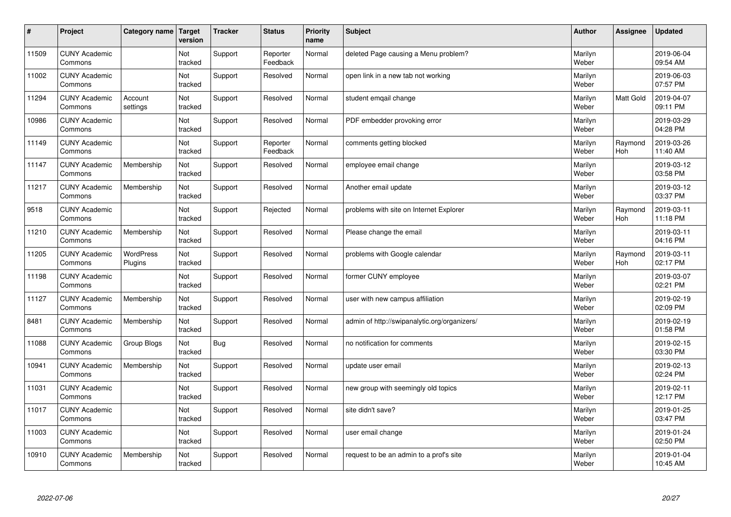| # | Project | Category name | Target version | Tracker | Status | Priority name | Subject | Author | Assignee | Updated |
|---|---|---|---|---|---|---|---|---|---|---|
| 11509 | CUNY Academic Commons | | Not tracked | Support | Reporter Feedback | Normal | deleted Page causing a Menu problem? | Marilyn Weber | | 2019-06-04 09:54 AM |
| 11002 | CUNY Academic Commons | | Not tracked | Support | Resolved | Normal | open link in a new tab not working | Marilyn Weber | | 2019-06-03 07:57 PM |
| 11294 | CUNY Academic Commons | Account settings | Not tracked | Support | Resolved | Normal | student emqail change | Marilyn Weber | Matt Gold | 2019-04-07 09:11 PM |
| 10986 | CUNY Academic Commons | | Not tracked | Support | Resolved | Normal | PDF embedder provoking error | Marilyn Weber | | 2019-03-29 04:28 PM |
| 11149 | CUNY Academic Commons | | Not tracked | Support | Reporter Feedback | Normal | comments getting blocked | Marilyn Weber | Raymond Hoh | 2019-03-26 11:40 AM |
| 11147 | CUNY Academic Commons | Membership | Not tracked | Support | Resolved | Normal | employee email change | Marilyn Weber | | 2019-03-12 03:58 PM |
| 11217 | CUNY Academic Commons | Membership | Not tracked | Support | Resolved | Normal | Another email update | Marilyn Weber | | 2019-03-12 03:37 PM |
| 9518 | CUNY Academic Commons | | Not tracked | Support | Rejected | Normal | problems with site on Internet Explorer | Marilyn Weber | Raymond Hoh | 2019-03-11 11:18 PM |
| 11210 | CUNY Academic Commons | Membership | Not tracked | Support | Resolved | Normal | Please change the email | Marilyn Weber | | 2019-03-11 04:16 PM |
| 11205 | CUNY Academic Commons | WordPress Plugins | Not tracked | Support | Resolved | Normal | problems with Google calendar | Marilyn Weber | Raymond Hoh | 2019-03-11 02:17 PM |
| 11198 | CUNY Academic Commons | | Not tracked | Support | Resolved | Normal | former CUNY employee | Marilyn Weber | | 2019-03-07 02:21 PM |
| 11127 | CUNY Academic Commons | Membership | Not tracked | Support | Resolved | Normal | user with new campus affiliation | Marilyn Weber | | 2019-02-19 02:09 PM |
| 8481 | CUNY Academic Commons | Membership | Not tracked | Support | Resolved | Normal | admin of http://swipanalytic.org/organizers/ | Marilyn Weber | | 2019-02-19 01:58 PM |
| 11088 | CUNY Academic Commons | Group Blogs | Not tracked | Bug | Resolved | Normal | no notification for comments | Marilyn Weber | | 2019-02-15 03:30 PM |
| 10941 | CUNY Academic Commons | Membership | Not tracked | Support | Resolved | Normal | update user email | Marilyn Weber | | 2019-02-13 02:24 PM |
| 11031 | CUNY Academic Commons | | Not tracked | Support | Resolved | Normal | new group with seemingly old topics | Marilyn Weber | | 2019-02-11 12:17 PM |
| 11017 | CUNY Academic Commons | | Not tracked | Support | Resolved | Normal | site didn't save? | Marilyn Weber | | 2019-01-25 03:47 PM |
| 11003 | CUNY Academic Commons | | Not tracked | Support | Resolved | Normal | user email change | Marilyn Weber | | 2019-01-24 02:50 PM |
| 10910 | CUNY Academic Commons | Membership | Not tracked | Support | Resolved | Normal | request to be an admin to a prof's site | Marilyn Weber | | 2019-01-04 10:45 AM |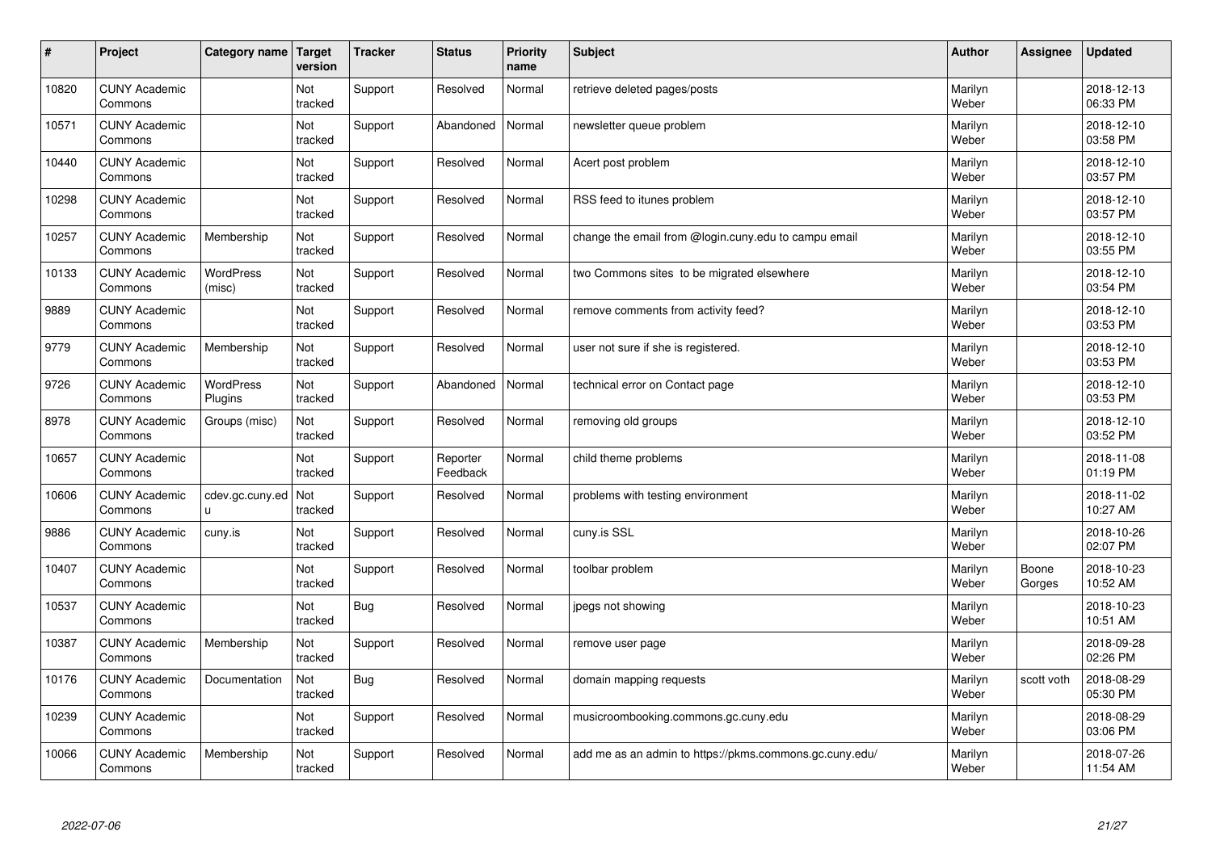| # | Project | Category name | Target version | Tracker | Status | Priority name | Subject | Author | Assignee | Updated |
|---|---|---|---|---|---|---|---|---|---|---|
| 10820 | CUNY Academic Commons | | Not tracked | Support | Resolved | Normal | retrieve deleted pages/posts | Marilyn Weber | | 2018-12-13 06:33 PM |
| 10571 | CUNY Academic Commons | | Not tracked | Support | Abandoned | Normal | newsletter queue problem | Marilyn Weber | | 2018-12-10 03:58 PM |
| 10440 | CUNY Academic Commons | | Not tracked | Support | Resolved | Normal | Acert post problem | Marilyn Weber | | 2018-12-10 03:57 PM |
| 10298 | CUNY Academic Commons | | Not tracked | Support | Resolved | Normal | RSS feed to itunes problem | Marilyn Weber | | 2018-12-10 03:57 PM |
| 10257 | CUNY Academic Commons | Membership | Not tracked | Support | Resolved | Normal | change the email from @login.cuny.edu to campu email | Marilyn Weber | | 2018-12-10 03:55 PM |
| 10133 | CUNY Academic Commons | WordPress (misc) | Not tracked | Support | Resolved | Normal | two Commons sites to be migrated elsewhere | Marilyn Weber | | 2018-12-10 03:54 PM |
| 9889 | CUNY Academic Commons | | Not tracked | Support | Resolved | Normal | remove comments from activity feed? | Marilyn Weber | | 2018-12-10 03:53 PM |
| 9779 | CUNY Academic Commons | Membership | Not tracked | Support | Resolved | Normal | user not sure if she is registered. | Marilyn Weber | | 2018-12-10 03:53 PM |
| 9726 | CUNY Academic Commons | WordPress Plugins | Not tracked | Support | Abandoned | Normal | technical error on Contact page | Marilyn Weber | | 2018-12-10 03:53 PM |
| 8978 | CUNY Academic Commons | Groups (misc) | Not tracked | Support | Resolved | Normal | removing old groups | Marilyn Weber | | 2018-12-10 03:52 PM |
| 10657 | CUNY Academic Commons | | Not tracked | Support | Reporter Feedback | Normal | child theme problems | Marilyn Weber | | 2018-11-08 01:19 PM |
| 10606 | CUNY Academic Commons | cdev.gc.cuny.edu | Not tracked | Support | Resolved | Normal | problems with testing environment | Marilyn Weber | | 2018-11-02 10:27 AM |
| 9886 | CUNY Academic Commons | cuny.is | Not tracked | Support | Resolved | Normal | cuny.is SSL | Marilyn Weber | | 2018-10-26 02:07 PM |
| 10407 | CUNY Academic Commons | | Not tracked | Support | Resolved | Normal | toolbar problem | Marilyn Weber | Boone Gorges | 2018-10-23 10:52 AM |
| 10537 | CUNY Academic Commons | | Not tracked | Bug | Resolved | Normal | jpegs not showing | Marilyn Weber | | 2018-10-23 10:51 AM |
| 10387 | CUNY Academic Commons | Membership | Not tracked | Support | Resolved | Normal | remove user page | Marilyn Weber | | 2018-09-28 02:26 PM |
| 10176 | CUNY Academic Commons | Documentation | Not tracked | Bug | Resolved | Normal | domain mapping requests | Marilyn Weber | scott voth | 2018-08-29 05:30 PM |
| 10239 | CUNY Academic Commons | | Not tracked | Support | Resolved | Normal | musicroombooking.commons.gc.cuny.edu | Marilyn Weber | | 2018-08-29 03:06 PM |
| 10066 | CUNY Academic Commons | Membership | Not tracked | Support | Resolved | Normal | add me as an admin to https://pkms.commons.gc.cuny.edu/ | Marilyn Weber | | 2018-07-26 11:54 AM |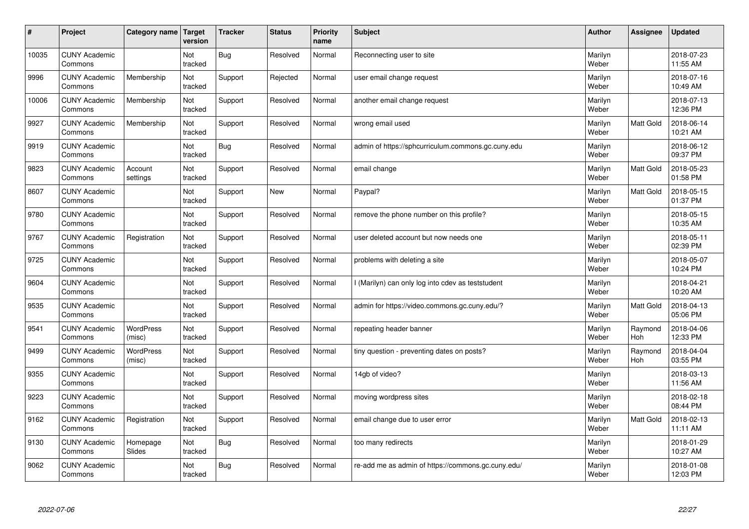| # | Project | Category name | Target version | Tracker | Status | Priority name | Subject | Author | Assignee | Updated |
|---|---|---|---|---|---|---|---|---|---|---|
| 10035 | CUNY Academic Commons | | Not tracked | Bug | Resolved | Normal | Reconnecting user to site | Marilyn Weber | | 2018-07-23 11:55 AM |
| 9996 | CUNY Academic Commons | Membership | Not tracked | Support | Rejected | Normal | user email change request | Marilyn Weber | | 2018-07-16 10:49 AM |
| 10006 | CUNY Academic Commons | Membership | Not tracked | Support | Resolved | Normal | another email change request | Marilyn Weber | | 2018-07-13 12:36 PM |
| 9927 | CUNY Academic Commons | Membership | Not tracked | Support | Resolved | Normal | wrong email used | Marilyn Weber | Matt Gold | 2018-06-14 10:21 AM |
| 9919 | CUNY Academic Commons | | Not tracked | Bug | Resolved | Normal | admin of https://sphcurriculum.commons.gc.cuny.edu | Marilyn Weber | | 2018-06-12 09:37 PM |
| 9823 | CUNY Academic Commons | Account settings | Not tracked | Support | Resolved | Normal | email change | Marilyn Weber | Matt Gold | 2018-05-23 01:58 PM |
| 8607 | CUNY Academic Commons | | Not tracked | Support | New | Normal | Paypal? | Marilyn Weber | Matt Gold | 2018-05-15 01:37 PM |
| 9780 | CUNY Academic Commons | | Not tracked | Support | Resolved | Normal | remove the phone number on this profile? | Marilyn Weber | | 2018-05-15 10:35 AM |
| 9767 | CUNY Academic Commons | Registration | Not tracked | Support | Resolved | Normal | user deleted account but now needs one | Marilyn Weber | | 2018-05-11 02:39 PM |
| 9725 | CUNY Academic Commons | | Not tracked | Support | Resolved | Normal | problems with deleting a site | Marilyn Weber | | 2018-05-07 10:24 PM |
| 9604 | CUNY Academic Commons | | Not tracked | Support | Resolved | Normal | I (Marilyn) can only log into cdev as teststudent | Marilyn Weber | | 2018-04-21 10:20 AM |
| 9535 | CUNY Academic Commons | | Not tracked | Support | Resolved | Normal | admin for https://video.commons.gc.cuny.edu/? | Marilyn Weber | Matt Gold | 2018-04-13 05:06 PM |
| 9541 | CUNY Academic Commons | WordPress (misc) | Not tracked | Support | Resolved | Normal | repeating header banner | Marilyn Weber | Raymond Hoh | 2018-04-06 12:33 PM |
| 9499 | CUNY Academic Commons | WordPress (misc) | Not tracked | Support | Resolved | Normal | tiny question - preventing dates on posts? | Marilyn Weber | Raymond Hoh | 2018-04-04 03:55 PM |
| 9355 | CUNY Academic Commons | | Not tracked | Support | Resolved | Normal | 14gb of video? | Marilyn Weber | | 2018-03-13 11:56 AM |
| 9223 | CUNY Academic Commons | | Not tracked | Support | Resolved | Normal | moving wordpress sites | Marilyn Weber | | 2018-02-18 08:44 PM |
| 9162 | CUNY Academic Commons | Registration | Not tracked | Support | Resolved | Normal | email change due to user error | Marilyn Weber | Matt Gold | 2018-02-13 11:11 AM |
| 9130 | CUNY Academic Commons | Homepage Slides | Not tracked | Bug | Resolved | Normal | too many redirects | Marilyn Weber | | 2018-01-29 10:27 AM |
| 9062 | CUNY Academic Commons | | Not tracked | Bug | Resolved | Normal | re-add me as admin of https://commons.gc.cuny.edu/ | Marilyn Weber | | 2018-01-08 12:03 PM |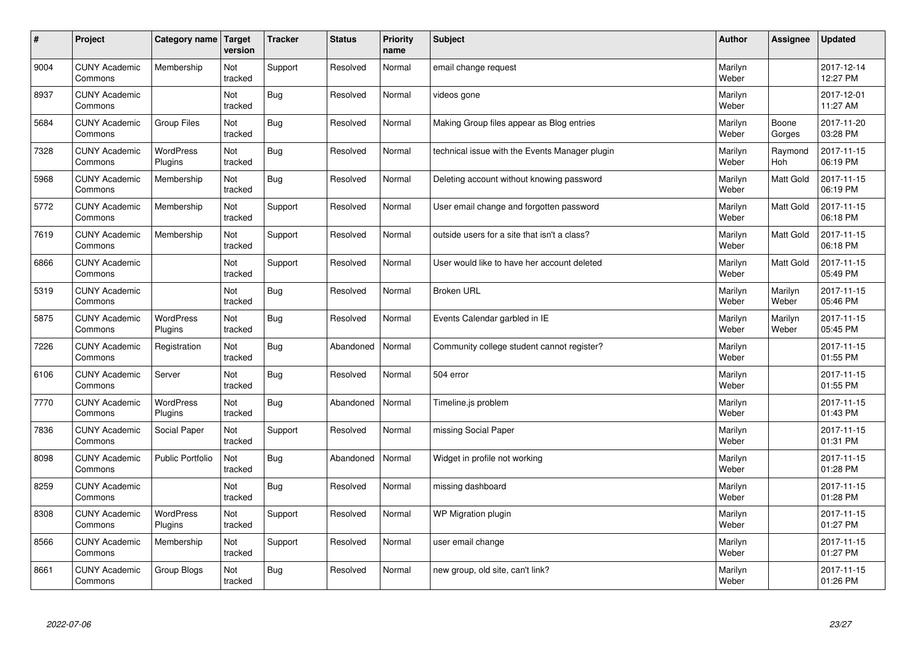| # | Project | Category name | Target version | Tracker | Status | Priority name | Subject | Author | Assignee | Updated |
|---|---|---|---|---|---|---|---|---|---|---|
| 9004 | CUNY Academic Commons | Membership | Not tracked | Support | Resolved | Normal | email change request | Marilyn Weber | | 2017-12-14 12:27 PM |
| 8937 | CUNY Academic Commons | | Not tracked | Bug | Resolved | Normal | videos gone | Marilyn Weber | | 2017-12-01 11:27 AM |
| 5684 | CUNY Academic Commons | Group Files | Not tracked | Bug | Resolved | Normal | Making Group files appear as Blog entries | Marilyn Weber | Boone Gorges | 2017-11-20 03:28 PM |
| 7328 | CUNY Academic Commons | WordPress Plugins | Not tracked | Bug | Resolved | Normal | technical issue with the Events Manager plugin | Marilyn Weber | Raymond Hoh | 2017-11-15 06:19 PM |
| 5968 | CUNY Academic Commons | Membership | Not tracked | Bug | Resolved | Normal | Deleting account without knowing password | Marilyn Weber | Matt Gold | 2017-11-15 06:19 PM |
| 5772 | CUNY Academic Commons | Membership | Not tracked | Support | Resolved | Normal | User email change and forgotten password | Marilyn Weber | Matt Gold | 2017-11-15 06:18 PM |
| 7619 | CUNY Academic Commons | Membership | Not tracked | Support | Resolved | Normal | outside users for a site that isn't a class? | Marilyn Weber | Matt Gold | 2017-11-15 06:18 PM |
| 6866 | CUNY Academic Commons | | Not tracked | Support | Resolved | Normal | User would like to have her account deleted | Marilyn Weber | Matt Gold | 2017-11-15 05:49 PM |
| 5319 | CUNY Academic Commons | | Not tracked | Bug | Resolved | Normal | Broken URL | Marilyn Weber | Marilyn Weber | 2017-11-15 05:46 PM |
| 5875 | CUNY Academic Commons | WordPress Plugins | Not tracked | Bug | Resolved | Normal | Events Calendar garbled in IE | Marilyn Weber | Marilyn Weber | 2017-11-15 05:45 PM |
| 7226 | CUNY Academic Commons | Registration | Not tracked | Bug | Abandoned | Normal | Community college student cannot register? | Marilyn Weber | | 2017-11-15 01:55 PM |
| 6106 | CUNY Academic Commons | Server | Not tracked | Bug | Resolved | Normal | 504 error | Marilyn Weber | | 2017-11-15 01:55 PM |
| 7770 | CUNY Academic Commons | WordPress Plugins | Not tracked | Bug | Abandoned | Normal | Timeline.js problem | Marilyn Weber | | 2017-11-15 01:43 PM |
| 7836 | CUNY Academic Commons | Social Paper | Not tracked | Support | Resolved | Normal | missing Social Paper | Marilyn Weber | | 2017-11-15 01:31 PM |
| 8098 | CUNY Academic Commons | Public Portfolio | Not tracked | Bug | Abandoned | Normal | Widget in profile not working | Marilyn Weber | | 2017-11-15 01:28 PM |
| 8259 | CUNY Academic Commons | | Not tracked | Bug | Resolved | Normal | missing dashboard | Marilyn Weber | | 2017-11-15 01:28 PM |
| 8308 | CUNY Academic Commons | WordPress Plugins | Not tracked | Support | Resolved | Normal | WP Migration plugin | Marilyn Weber | | 2017-11-15 01:27 PM |
| 8566 | CUNY Academic Commons | Membership | Not tracked | Support | Resolved | Normal | user email change | Marilyn Weber | | 2017-11-15 01:27 PM |
| 8661 | CUNY Academic Commons | Group Blogs | Not tracked | Bug | Resolved | Normal | new group, old site, can't link? | Marilyn Weber | | 2017-11-15 01:26 PM |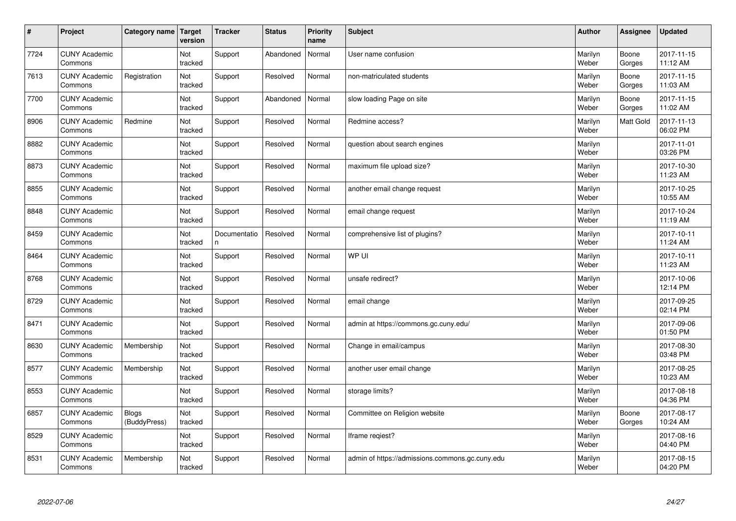| # | Project | Category name | Target version | Tracker | Status | Priority name | Subject | Author | Assignee | Updated |
|---|---|---|---|---|---|---|---|---|---|---|
| 7724 | CUNY Academic Commons | | Not tracked | Support | Abandoned | Normal | User name confusion | Marilyn Weber | Boone Gorges | 2017-11-15 11:12 AM |
| 7613 | CUNY Academic Commons | Registration | Not tracked | Support | Resolved | Normal | non-matriculated students | Marilyn Weber | Boone Gorges | 2017-11-15 11:03 AM |
| 7700 | CUNY Academic Commons | | Not tracked | Support | Abandoned | Normal | slow loading Page on site | Marilyn Weber | Boone Gorges | 2017-11-15 11:02 AM |
| 8906 | CUNY Academic Commons | Redmine | Not tracked | Support | Resolved | Normal | Redmine access? | Marilyn Weber | Matt Gold | 2017-11-13 06:02 PM |
| 8882 | CUNY Academic Commons | | Not tracked | Support | Resolved | Normal | question about search engines | Marilyn Weber | | 2017-11-01 03:26 PM |
| 8873 | CUNY Academic Commons | | Not tracked | Support | Resolved | Normal | maximum file upload size? | Marilyn Weber | | 2017-10-30 11:23 AM |
| 8855 | CUNY Academic Commons | | Not tracked | Support | Resolved | Normal | another email change request | Marilyn Weber | | 2017-10-25 10:55 AM |
| 8848 | CUNY Academic Commons | | Not tracked | Support | Resolved | Normal | email change request | Marilyn Weber | | 2017-10-24 11:19 AM |
| 8459 | CUNY Academic Commons | | Not tracked | Documentation | Resolved | Normal | comprehensive list of plugins? | Marilyn Weber | | 2017-10-11 11:24 AM |
| 8464 | CUNY Academic Commons | | Not tracked | Support | Resolved | Normal | WP UI | Marilyn Weber | | 2017-10-11 11:23 AM |
| 8768 | CUNY Academic Commons | | Not tracked | Support | Resolved | Normal | unsafe redirect? | Marilyn Weber | | 2017-10-06 12:14 PM |
| 8729 | CUNY Academic Commons | | Not tracked | Support | Resolved | Normal | email change | Marilyn Weber | | 2017-09-25 02:14 PM |
| 8471 | CUNY Academic Commons | | Not tracked | Support | Resolved | Normal | admin at https://commons.gc.cuny.edu/ | Marilyn Weber | | 2017-09-06 01:50 PM |
| 8630 | CUNY Academic Commons | Membership | Not tracked | Support | Resolved | Normal | Change in email/campus | Marilyn Weber | | 2017-08-30 03:48 PM |
| 8577 | CUNY Academic Commons | Membership | Not tracked | Support | Resolved | Normal | another user email change | Marilyn Weber | | 2017-08-25 10:23 AM |
| 8553 | CUNY Academic Commons | | Not tracked | Support | Resolved | Normal | storage limits? | Marilyn Weber | | 2017-08-18 04:36 PM |
| 6857 | CUNY Academic Commons | Blogs (BuddyPress) | Not tracked | Support | Resolved | Normal | Committee on Religion website | Marilyn Weber | Boone Gorges | 2017-08-17 10:24 AM |
| 8529 | CUNY Academic Commons | | Not tracked | Support | Resolved | Normal | Iframe reqiest? | Marilyn Weber | | 2017-08-16 04:40 PM |
| 8531 | CUNY Academic Commons | Membership | Not tracked | Support | Resolved | Normal | admin of https://admissions.commons.gc.cuny.edu | Marilyn Weber | | 2017-08-15 04:20 PM |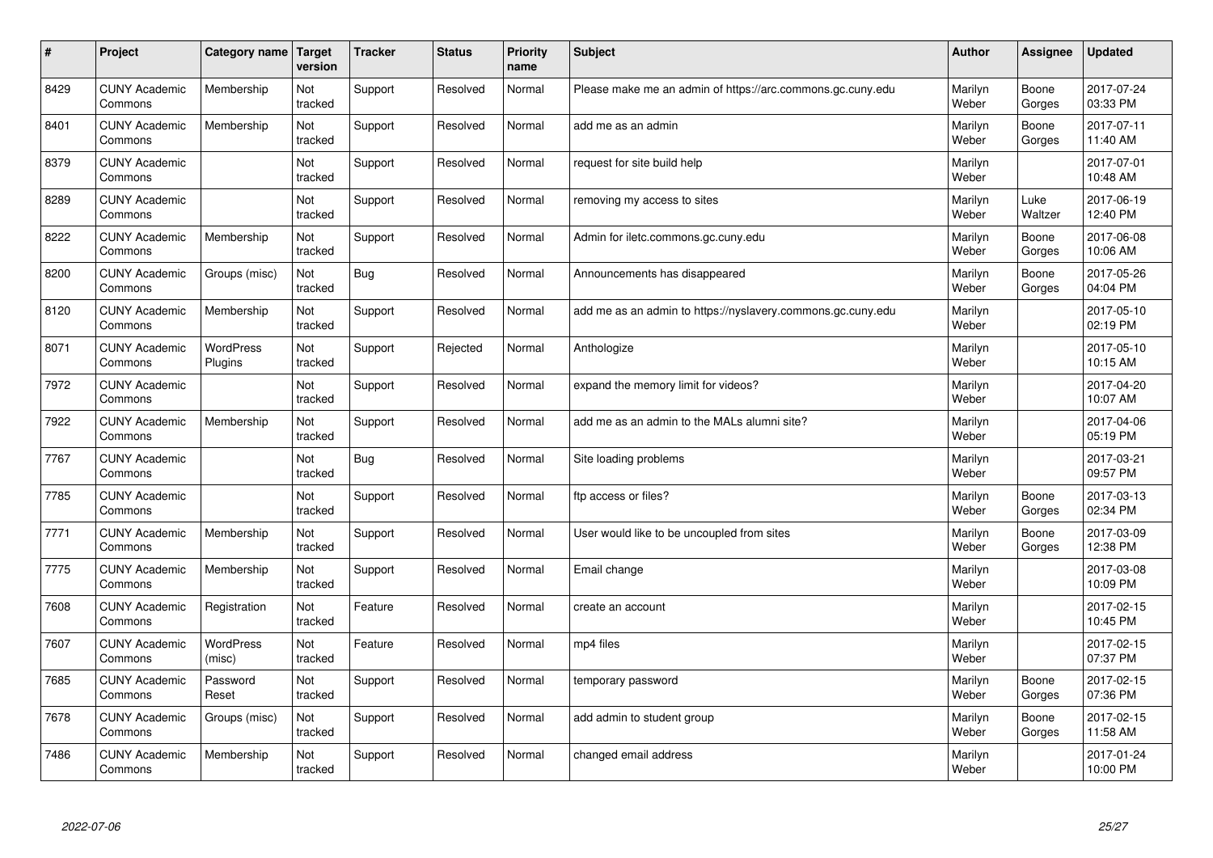| # | Project | Category name | Target version | Tracker | Status | Priority name | Subject | Author | Assignee | Updated |
|---|---|---|---|---|---|---|---|---|---|---|
| 8429 | CUNY Academic Commons | Membership | Not tracked | Support | Resolved | Normal | Please make me an admin of https://arc.commons.gc.cuny.edu | Marilyn Weber | Boone Gorges | 2017-07-24 03:33 PM |
| 8401 | CUNY Academic Commons | Membership | Not tracked | Support | Resolved | Normal | add me as an admin | Marilyn Weber | Boone Gorges | 2017-07-11 11:40 AM |
| 8379 | CUNY Academic Commons | | Not tracked | Support | Resolved | Normal | request for site build help | Marilyn Weber | | 2017-07-01 10:48 AM |
| 8289 | CUNY Academic Commons | | Not tracked | Support | Resolved | Normal | removing my access to sites | Marilyn Weber | Luke Waltzer | 2017-06-19 12:40 PM |
| 8222 | CUNY Academic Commons | Membership | Not tracked | Support | Resolved | Normal | Admin for iletc.commons.gc.cuny.edu | Marilyn Weber | Boone Gorges | 2017-06-08 10:06 AM |
| 8200 | CUNY Academic Commons | Groups (misc) | Not tracked | Bug | Resolved | Normal | Announcements has disappeared | Marilyn Weber | Boone Gorges | 2017-05-26 04:04 PM |
| 8120 | CUNY Academic Commons | Membership | Not tracked | Support | Resolved | Normal | add me as an admin to https://nyslavery.commons.gc.cuny.edu | Marilyn Weber | | 2017-05-10 02:19 PM |
| 8071 | CUNY Academic Commons | WordPress Plugins | Not tracked | Support | Rejected | Normal | Anthologize | Marilyn Weber | | 2017-05-10 10:15 AM |
| 7972 | CUNY Academic Commons | | Not tracked | Support | Resolved | Normal | expand the memory limit for videos? | Marilyn Weber | | 2017-04-20 10:07 AM |
| 7922 | CUNY Academic Commons | Membership | Not tracked | Support | Resolved | Normal | add me as an admin to the MALs alumni site? | Marilyn Weber | | 2017-04-06 05:19 PM |
| 7767 | CUNY Academic Commons | | Not tracked | Bug | Resolved | Normal | Site loading problems | Marilyn Weber | | 2017-03-21 09:57 PM |
| 7785 | CUNY Academic Commons | | Not tracked | Support | Resolved | Normal | ftp access or files? | Marilyn Weber | Boone Gorges | 2017-03-13 02:34 PM |
| 7771 | CUNY Academic Commons | Membership | Not tracked | Support | Resolved | Normal | User would like to be uncoupled from sites | Marilyn Weber | Boone Gorges | 2017-03-09 12:38 PM |
| 7775 | CUNY Academic Commons | Membership | Not tracked | Support | Resolved | Normal | Email change | Marilyn Weber | | 2017-03-08 10:09 PM |
| 7608 | CUNY Academic Commons | Registration | Not tracked | Feature | Resolved | Normal | create an account | Marilyn Weber | | 2017-02-15 10:45 PM |
| 7607 | CUNY Academic Commons | WordPress (misc) | Not tracked | Feature | Resolved | Normal | mp4 files | Marilyn Weber | | 2017-02-15 07:37 PM |
| 7685 | CUNY Academic Commons | Password Reset | Not tracked | Support | Resolved | Normal | temporary password | Marilyn Weber | Boone Gorges | 2017-02-15 07:36 PM |
| 7678 | CUNY Academic Commons | Groups (misc) | Not tracked | Support | Resolved | Normal | add admin to student group | Marilyn Weber | Boone Gorges | 2017-02-15 11:58 AM |
| 7486 | CUNY Academic Commons | Membership | Not tracked | Support | Resolved | Normal | changed email address | Marilyn Weber | | 2017-01-24 10:00 PM |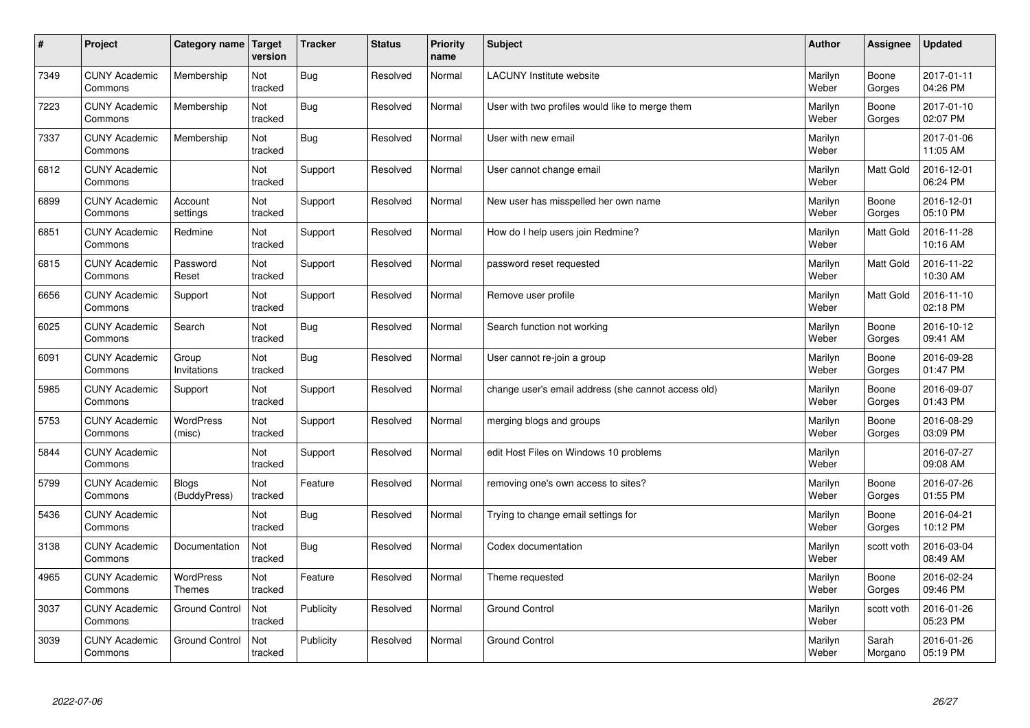| # | Project | Category name | Target version | Tracker | Status | Priority name | Subject | Author | Assignee | Updated |
|---|---|---|---|---|---|---|---|---|---|---|
| 7349 | CUNY Academic Commons | Membership | Not tracked | Bug | Resolved | Normal | LACUNY Institute website | Marilyn Weber | Boone Gorges | 2017-01-11 04:26 PM |
| 7223 | CUNY Academic Commons | Membership | Not tracked | Bug | Resolved | Normal | User with two profiles would like to merge them | Marilyn Weber | Boone Gorges | 2017-01-10 02:07 PM |
| 7337 | CUNY Academic Commons | Membership | Not tracked | Bug | Resolved | Normal | User with new email | Marilyn Weber | | 2017-01-06 11:05 AM |
| 6812 | CUNY Academic Commons | | Not tracked | Support | Resolved | Normal | User cannot change email | Marilyn Weber | Matt Gold | 2016-12-01 06:24 PM |
| 6899 | CUNY Academic Commons | Account settings | Not tracked | Support | Resolved | Normal | New user has misspelled her own name | Marilyn Weber | Boone Gorges | 2016-12-01 05:10 PM |
| 6851 | CUNY Academic Commons | Redmine | Not tracked | Support | Resolved | Normal | How do I help users join Redmine? | Marilyn Weber | Matt Gold | 2016-11-28 10:16 AM |
| 6815 | CUNY Academic Commons | Password Reset | Not tracked | Support | Resolved | Normal | password reset requested | Marilyn Weber | Matt Gold | 2016-11-22 10:30 AM |
| 6656 | CUNY Academic Commons | Support | Not tracked | Support | Resolved | Normal | Remove user profile | Marilyn Weber | Matt Gold | 2016-11-10 02:18 PM |
| 6025 | CUNY Academic Commons | Search | Not tracked | Bug | Resolved | Normal | Search function not working | Marilyn Weber | Boone Gorges | 2016-10-12 09:41 AM |
| 6091 | CUNY Academic Commons | Group Invitations | Not tracked | Bug | Resolved | Normal | User cannot re-join a group | Marilyn Weber | Boone Gorges | 2016-09-28 01:47 PM |
| 5985 | CUNY Academic Commons | Support | Not tracked | Support | Resolved | Normal | change user's email address (she cannot access old) | Marilyn Weber | Boone Gorges | 2016-09-07 01:43 PM |
| 5753 | CUNY Academic Commons | WordPress (misc) | Not tracked | Support | Resolved | Normal | merging blogs and groups | Marilyn Weber | Boone Gorges | 2016-08-29 03:09 PM |
| 5844 | CUNY Academic Commons | | Not tracked | Support | Resolved | Normal | edit Host Files on Windows 10 problems | Marilyn Weber | | 2016-07-27 09:08 AM |
| 5799 | CUNY Academic Commons | Blogs (BuddyPress) | Not tracked | Feature | Resolved | Normal | removing one's own access to sites? | Marilyn Weber | Boone Gorges | 2016-07-26 01:55 PM |
| 5436 | CUNY Academic Commons | | Not tracked | Bug | Resolved | Normal | Trying to change email settings for | Marilyn Weber | Boone Gorges | 2016-04-21 10:12 PM |
| 3138 | CUNY Academic Commons | Documentation | Not tracked | Bug | Resolved | Normal | Codex documentation | Marilyn Weber | scott voth | 2016-03-04 08:49 AM |
| 4965 | CUNY Academic Commons | WordPress Themes | Not tracked | Feature | Resolved | Normal | Theme requested | Marilyn Weber | Boone Gorges | 2016-02-24 09:46 PM |
| 3037 | CUNY Academic Commons | Ground Control | Not tracked | Publicity | Resolved | Normal | Ground Control | Marilyn Weber | scott voth | 2016-01-26 05:23 PM |
| 3039 | CUNY Academic Commons | Ground Control | Not tracked | Publicity | Resolved | Normal | Ground Control | Marilyn Weber | Sarah Morgano | 2016-01-26 05:19 PM |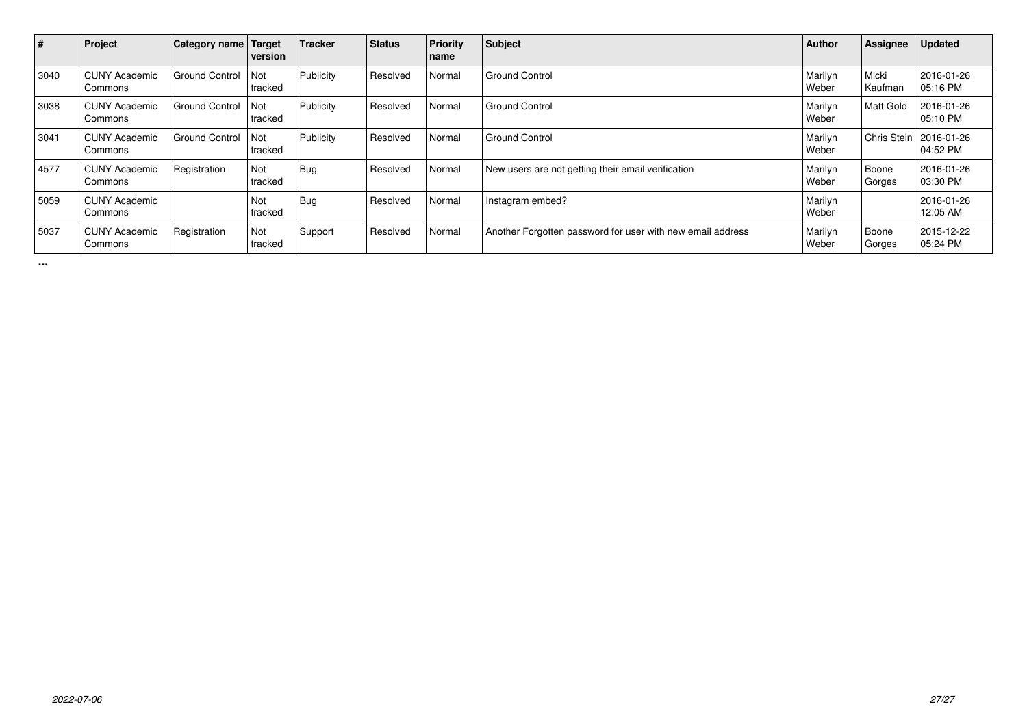| # | Project | Category name | Target version | Tracker | Status | Priority name | Subject | Author | Assignee | Updated |
|---|---|---|---|---|---|---|---|---|---|---|
| 3040 | CUNY Academic Commons | Ground Control | Not tracked | Publicity | Resolved | Normal | Ground Control | Marilyn Weber | Micki Kaufman | 2016-01-26 05:16 PM |
| 3038 | CUNY Academic Commons | Ground Control | Not tracked | Publicity | Resolved | Normal | Ground Control | Marilyn Weber | Matt Gold | 2016-01-26 05:10 PM |
| 3041 | CUNY Academic Commons | Ground Control | Not tracked | Publicity | Resolved | Normal | Ground Control | Marilyn Weber | Chris Stein | 2016-01-26 04:52 PM |
| 4577 | CUNY Academic Commons | Registration | Not tracked | Bug | Resolved | Normal | New users are not getting their email verification | Marilyn Weber | Boone Gorges | 2016-01-26 03:30 PM |
| 5059 | CUNY Academic Commons | | Not tracked | Bug | Resolved | Normal | Instagram embed? | Marilyn Weber | | 2016-01-26 12:05 AM |
| 5037 | CUNY Academic Commons | Registration | Not tracked | Support | Resolved | Normal | Another Forgotten password for user with new email address | Marilyn Weber | Boone Gorges | 2015-12-22 05:24 PM |

...